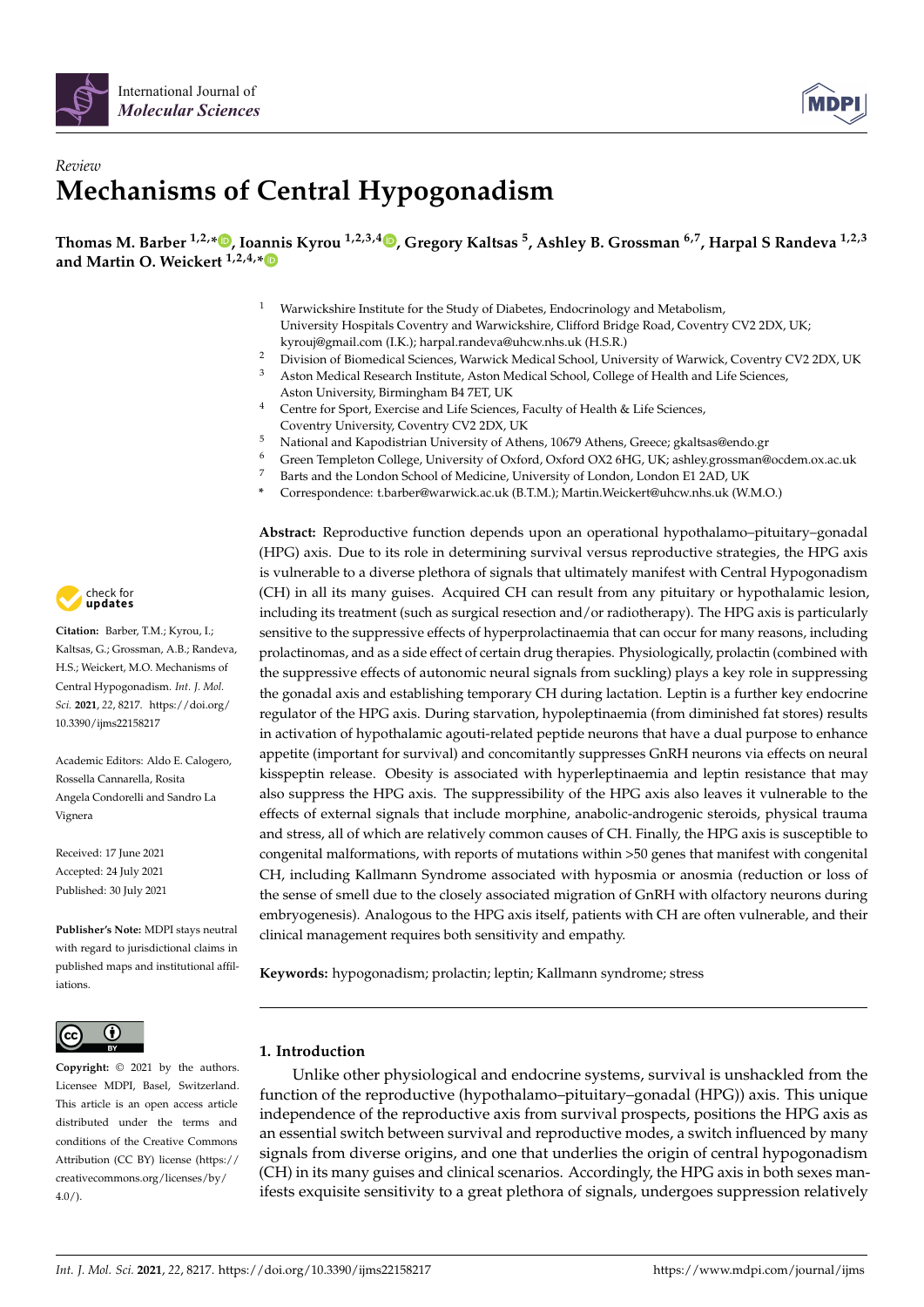*Review*

# Mechanisms of Central Hypogonadism

**Thomas M. Barber [1,2,*], Ioannis Kyrou [1,2,3,4], Gregory Kaltsas [5], Ashley B. Grossman [6,7], Harpal S Randeva [1,2,3] and Martin O. Weickert [1,2,4,*]**

1. Warwickshire Institute for the Study of Diabetes, Endocrinology and Metabolism, University Hospitals Coventry and Warwickshire, Clifford Bridge Road, Coventry CV2 2DX, UK; kyrouj@gmail.com (I.K.); harpal.randeva@uhcw.nhs.uk (H.S.R.)
2. Division of Biomedical Sciences, Warwick Medical School, University of Warwick, Coventry CV2 2DX, UK
3. Aston Medical Research Institute, Aston Medical School, College of Health and Life Sciences, Aston University, Birmingham B4 7ET, UK
4. Centre for Sport, Exercise and Life Sciences, Faculty of Health & Life Sciences, Coventry University, Coventry CV2 2DX, UK
5. National and Kapodistrian University of Athens, 10679 Athens, Greece; gkaltsas@endo.gr
6. Green Templeton College, University of Oxford, Oxford OX2 6HG, UK; ashley.grossman@ocdem.ox.ac.uk
7. Barts and the London School of Medicine, University of London, London E1 2AD, UK

\* Correspondence: t.barber@warwick.ac.uk (B.T.M.); Martin.Weickert@uhcw.nhs.uk (W.M.O.)

**Citation:** Barber, T.M.; Kyrou, I.; Kaltsas, G.; Grossman, A.B.; Randeva, H.S.; Weickert, M.O. Mechanisms of Central Hypogonadism. *Int. J. Mol. Sci.* **2021**, *22*, 8217. https://doi.org/10.3390/ijms22158217

Academic Editors: Aldo E. Calogero, Rossella Cannarella, Rosita Angela Condorelli and Sandro La Vignera

Received: 17 June 2021
Accepted: 24 July 2021
Published: 30 July 2021

**Publisher's Note:** MDPI stays neutral with regard to jurisdictional claims in published maps and institutional affiliations.

**Copyright:** © 2021 by the authors. Licensee MDPI, Basel, Switzerland. This article is an open access article distributed under the terms and conditions of the Creative Commons Attribution (CC BY) license (https://creativecommons.org/licenses/by/4.0/).

**Abstract:** Reproductive function depends upon an operational hypothalamo–pituitary–gonadal (HPG) axis. Due to its role in determining survival versus reproductive strategies, the HPG axis is vulnerable to a diverse plethora of signals that ultimately manifest with Central Hypogonadism (CH) in all its many guises. Acquired CH can result from any pituitary or hypothalamic lesion, including its treatment (such as surgical resection and/or radiotherapy). The HPG axis is particularly sensitive to the suppressive effects of hyperprolactinaemia that can occur for many reasons, including prolactinomas, and as a side effect of certain drug therapies. Physiologically, prolactin (combined with the suppressive effects of autonomic neural signals from suckling) plays a key role in suppressing the gonadal axis and establishing temporary CH during lactation. Leptin is a further key endocrine regulator of the HPG axis. During starvation, hypoleptinaemia (from diminished fat stores) results in activation of hypothalamic agouti-related peptide neurons that have a dual purpose to enhance appetite (important for survival) and concomitantly suppresses GnRH neurons via effects on neural kisspeptin release. Obesity is associated with hyperleptinaemia and leptin resistance that may also suppress the HPG axis. The suppressibility of the HPG axis also leaves it vulnerable to the effects of external signals that include morphine, anabolic-androgenic steroids, physical trauma and stress, all of which are relatively common causes of CH. Finally, the HPG axis is susceptible to congenital malformations, with reports of mutations within >50 genes that manifest with congenital CH, including Kallmann Syndrome associated with hyposmia or anosmia (reduction or loss of the sense of smell due to the closely associated migration of GnRH with olfactory neurons during embryogenesis). Analogous to the HPG axis itself, patients with CH are often vulnerable, and their clinical management requires both sensitivity and empathy.

**Keywords:** hypogonadism; prolactin; leptin; Kallmann syndrome; stress

## 1. Introduction

Unlike other physiological and endocrine systems, survival is unshackled from the function of the reproductive (hypothalamo–pituitary–gonadal (HPG)) axis. This unique independence of the reproductive axis from survival prospects, positions the HPG axis as an essential switch between survival and reproductive modes, a switch influenced by many signals from diverse origins, and one that underlies the origin of central hypogonadism (CH) in its many guises and clinical scenarios. Accordingly, the HPG axis in both sexes manifests exquisite sensitivity to a great plethora of signals, undergoes suppression relatively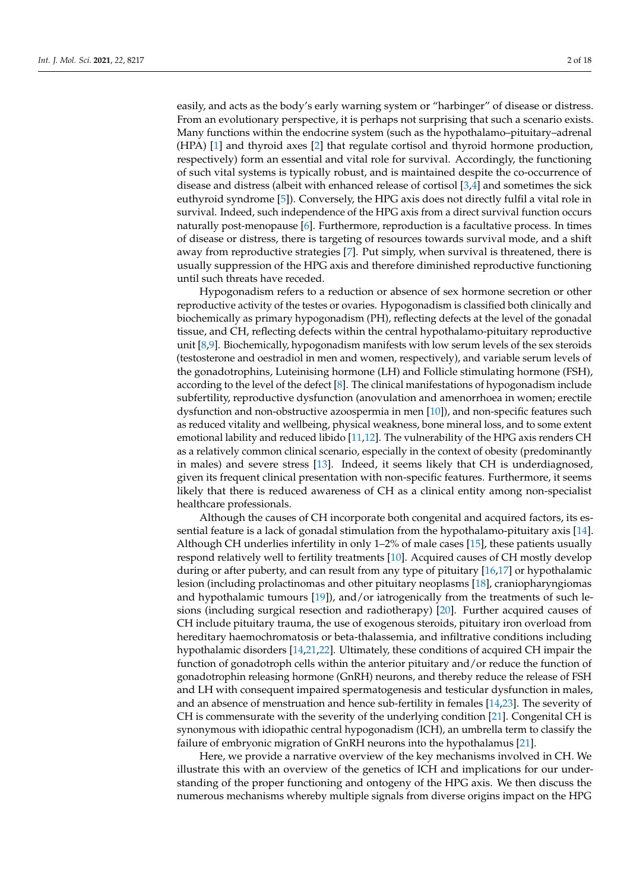easily, and acts as the body's early warning system or "harbinger" of disease or distress. From an evolutionary perspective, it is perhaps not surprising that such a scenario exists. Many functions within the endocrine system (such as the hypothalamo–pituitary–adrenal (HPA) [1] and thyroid axes [2] that regulate cortisol and thyroid hormone production, respectively) form an essential and vital role for survival. Accordingly, the functioning of such vital systems is typically robust, and is maintained despite the co-occurrence of disease and distress (albeit with enhanced release of cortisol [3,4] and sometimes the sick euthyroid syndrome [5]). Conversely, the HPG axis does not directly fulfil a vital role in survival. Indeed, such independence of the HPG axis from a direct survival function occurs naturally post-menopause [6]. Furthermore, reproduction is a facultative process. In times of disease or distress, there is targeting of resources towards survival mode, and a shift away from reproductive strategies [7]. Put simply, when survival is threatened, there is usually suppression of the HPG axis and therefore diminished reproductive functioning until such threats have receded.

Hypogonadism refers to a reduction or absence of sex hormone secretion or other reproductive activity of the testes or ovaries. Hypogonadism is classified both clinically and biochemically as primary hypogonadism (PH), reflecting defects at the level of the gonadal tissue, and CH, reflecting defects within the central hypothalamo-pituitary reproductive unit [8,9]. Biochemically, hypogonadism manifests with low serum levels of the sex steroids (testosterone and oestradiol in men and women, respectively), and variable serum levels of the gonadotrophins, Luteinising hormone (LH) and Follicle stimulating hormone (FSH), according to the level of the defect [8]. The clinical manifestations of hypogonadism include subfertility, reproductive dysfunction (anovulation and amenorrhoea in women; erectile dysfunction and non-obstructive azoospermia in men [10]), and non-specific features such as reduced vitality and wellbeing, physical weakness, bone mineral loss, and to some extent emotional lability and reduced libido [11,12]. The vulnerability of the HPG axis renders CH as a relatively common clinical scenario, especially in the context of obesity (predominantly in males) and severe stress [13]. Indeed, it seems likely that CH is underdiagnosed, given its frequent clinical presentation with non-specific features. Furthermore, it seems likely that there is reduced awareness of CH as a clinical entity among non-specialist healthcare professionals.

Although the causes of CH incorporate both congenital and acquired factors, its essential feature is a lack of gonadal stimulation from the hypothalamo-pituitary axis [14]. Although CH underlies infertility in only 1–2% of male cases [15], these patients usually respond relatively well to fertility treatments [10]. Acquired causes of CH mostly develop during or after puberty, and can result from any type of pituitary [16,17] or hypothalamic lesion (including prolactinomas and other pituitary neoplasms [18], craniopharyngiomas and hypothalamic tumours [19]), and/or iatrogenically from the treatments of such lesions (including surgical resection and radiotherapy) [20]. Further acquired causes of CH include pituitary trauma, the use of exogenous steroids, pituitary iron overload from hereditary haemochromatosis or beta-thalassemia, and infiltrative conditions including hypothalamic disorders [14,21,22]. Ultimately, these conditions of acquired CH impair the function of gonadotroph cells within the anterior pituitary and/or reduce the function of gonadotrophin releasing hormone (GnRH) neurons, and thereby reduce the release of FSH and LH with consequent impaired spermatogenesis and testicular dysfunction in males, and an absence of menstruation and hence sub-fertility in females [14,23]. The severity of CH is commensurate with the severity of the underlying condition [21]. Congenital CH is synonymous with idiopathic central hypogonadism (ICH), an umbrella term to classify the failure of embryonic migration of GnRH neurons into the hypothalamus [21].

Here, we provide a narrative overview of the key mechanisms involved in CH. We illustrate this with an overview of the genetics of ICH and implications for our understanding of the proper functioning and ontogeny of the HPG axis. We then discuss the numerous mechanisms whereby multiple signals from diverse origins impact on the HPG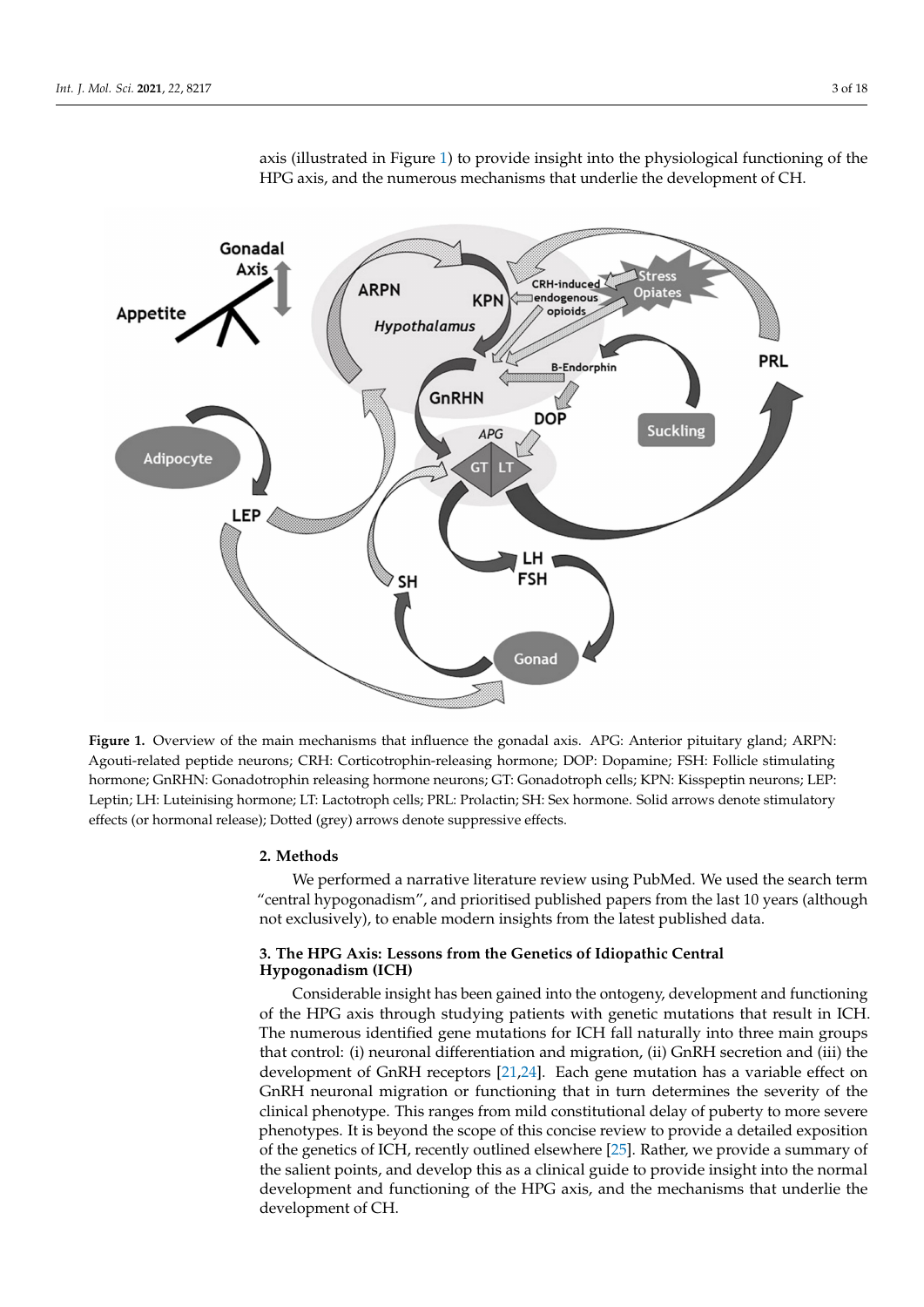axis (illustrated in Figure 1) to provide insight into the physiological functioning of the HPG axis, and the numerous mechanisms that underlie the development of CH.

**Figure 1.** Overview of the main mechanisms that influence the gonadal axis. APG: Anterior pituitary gland; ARPN: Agouti-related peptide neurons; CRH: Corticotrophin-releasing hormone; DOP: Dopamine; FSH: Follicle stimulating hormone; GnRHN: Gonadotrophin releasing hormone neurons; GT: Gonadotroph cells; KPN: Kisspeptin neurons; LEP: Leptin; LH: Luteinising hormone; LT: Lactotroph cells; PRL: Prolactin; SH: Sex hormone. Solid arrows denote stimulatory effects (or hormonal release); Dotted (grey) arrows denote suppressive effects.

## 2. Methods

We performed a narrative literature review using PubMed. We used the search term "central hypogonadism", and prioritised published papers from the last 10 years (although not exclusively), to enable modern insights from the latest published data.

## 3. The HPG Axis: Lessons from the Genetics of Idiopathic Central Hypogonadism (ICH)

Considerable insight has been gained into the ontogeny, development and functioning of the HPG axis through studying patients with genetic mutations that result in ICH. The numerous identified gene mutations for ICH fall naturally into three main groups that control: (i) neuronal differentiation and migration, (ii) GnRH secretion and (iii) the development of GnRH receptors [21,24]. Each gene mutation has a variable effect on GnRH neuronal migration or functioning that in turn determines the severity of the clinical phenotype. This ranges from mild constitutional delay of puberty to more severe phenotypes. It is beyond the scope of this concise review to provide a detailed exposition of the genetics of ICH, recently outlined elsewhere [25]. Rather, we provide a summary of the salient points, and develop this as a clinical guide to provide insight into the normal development and functioning of the HPG axis, and the mechanisms that underlie the development of CH.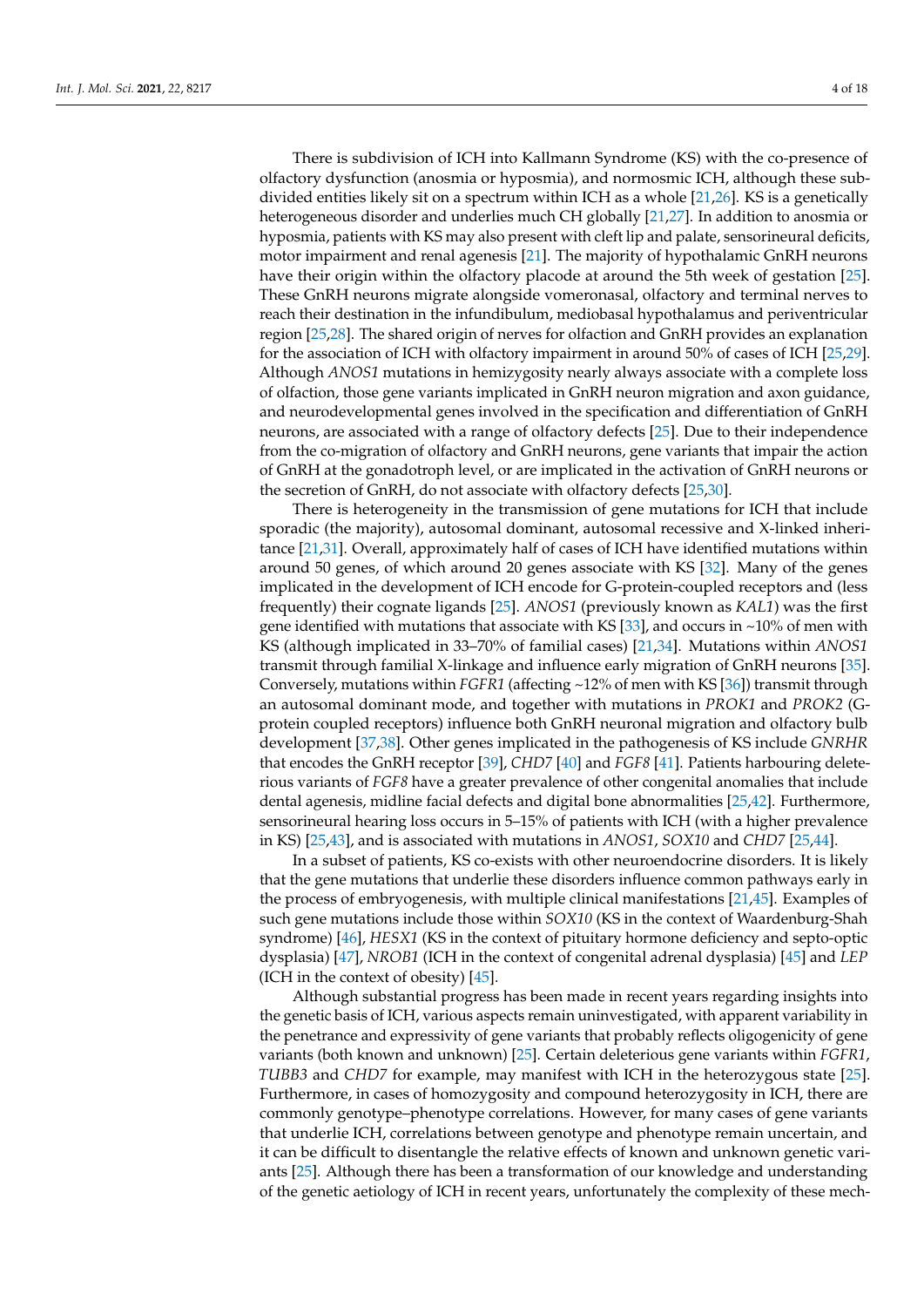There is subdivision of ICH into Kallmann Syndrome (KS) with the co-presence of olfactory dysfunction (anosmia or hyposmia), and normosmic ICH, although these subdivided entities likely sit on a spectrum within ICH as a whole [21,26]. KS is a genetically heterogeneous disorder and underlies much CH globally [21,27]. In addition to anosmia or hyposmia, patients with KS may also present with cleft lip and palate, sensorineural deficits, motor impairment and renal agenesis [21]. The majority of hypothalamic GnRH neurons have their origin within the olfactory placode at around the 5th week of gestation [25]. These GnRH neurons migrate alongside vomeronasal, olfactory and terminal nerves to reach their destination in the infundibulum, mediobasal hypothalamus and periventricular region [25,28]. The shared origin of nerves for olfaction and GnRH provides an explanation for the association of ICH with olfactory impairment in around 50% of cases of ICH [25,29]. Although *ANOS1* mutations in hemizygosity nearly always associate with a complete loss of olfaction, those gene variants implicated in GnRH neuron migration and axon guidance, and neurodevelopmental genes involved in the specification and differentiation of GnRH neurons, are associated with a range of olfactory defects [25]. Due to their independence from the co-migration of olfactory and GnRH neurons, gene variants that impair the action of GnRH at the gonadotroph level, or are implicated in the activation of GnRH neurons or the secretion of GnRH, do not associate with olfactory defects [25,30].

There is heterogeneity in the transmission of gene mutations for ICH that include sporadic (the majority), autosomal dominant, autosomal recessive and X-linked inheritance [21,31]. Overall, approximately half of cases of ICH have identified mutations within around 50 genes, of which around 20 genes associate with KS [32]. Many of the genes implicated in the development of ICH encode for G-protein-coupled receptors and (less frequently) their cognate ligands [25]. *ANOS1* (previously known as *KAL1*) was the first gene identified with mutations that associate with KS [33], and occurs in ~10% of men with KS (although implicated in 33–70% of familial cases) [21,34]. Mutations within *ANOS1* transmit through familial X-linkage and influence early migration of GnRH neurons [35]. Conversely, mutations within *FGFR1* (affecting ~12% of men with KS [36]) transmit through an autosomal dominant mode, and together with mutations in *PROK1* and *PROK2* (G-protein coupled receptors) influence both GnRH neuronal migration and olfactory bulb development [37,38]. Other genes implicated in the pathogenesis of KS include *GNRHR* that encodes the GnRH receptor [39], *CHD7* [40] and *FGF8* [41]. Patients harbouring deleterious variants of *FGF8* have a greater prevalence of other congenital anomalies that include dental agenesis, midline facial defects and digital bone abnormalities [25,42]. Furthermore, sensorineural hearing loss occurs in 5–15% of patients with ICH (with a higher prevalence in KS) [25,43], and is associated with mutations in *ANOS1*, *SOX10* and *CHD7* [25,44].

In a subset of patients, KS co-exists with other neuroendocrine disorders. It is likely that the gene mutations that underlie these disorders influence common pathways early in the process of embryogenesis, with multiple clinical manifestations [21,45]. Examples of such gene mutations include those within *SOX10* (KS in the context of Waardenburg-Shah syndrome) [46], *HESX1* (KS in the context of pituitary hormone deficiency and septo-optic dysplasia) [47], *NROB1* (ICH in the context of congenital adrenal dysplasia) [45] and *LEP* (ICH in the context of obesity) [45].

Although substantial progress has been made in recent years regarding insights into the genetic basis of ICH, various aspects remain uninvestigated, with apparent variability in the penetrance and expressivity of gene variants that probably reflects oligogenicity of gene variants (both known and unknown) [25]. Certain deleterious gene variants within *FGFR1*, *TUBB3* and *CHD7* for example, may manifest with ICH in the heterozygous state [25]. Furthermore, in cases of homozygosity and compound heterozygosity in ICH, there are commonly genotype–phenotype correlations. However, for many cases of gene variants that underlie ICH, correlations between genotype and phenotype remain uncertain, and it can be difficult to disentangle the relative effects of known and unknown genetic variants [25]. Although there has been a transformation of our knowledge and understanding of the genetic aetiology of ICH in recent years, unfortunately the complexity of these mech-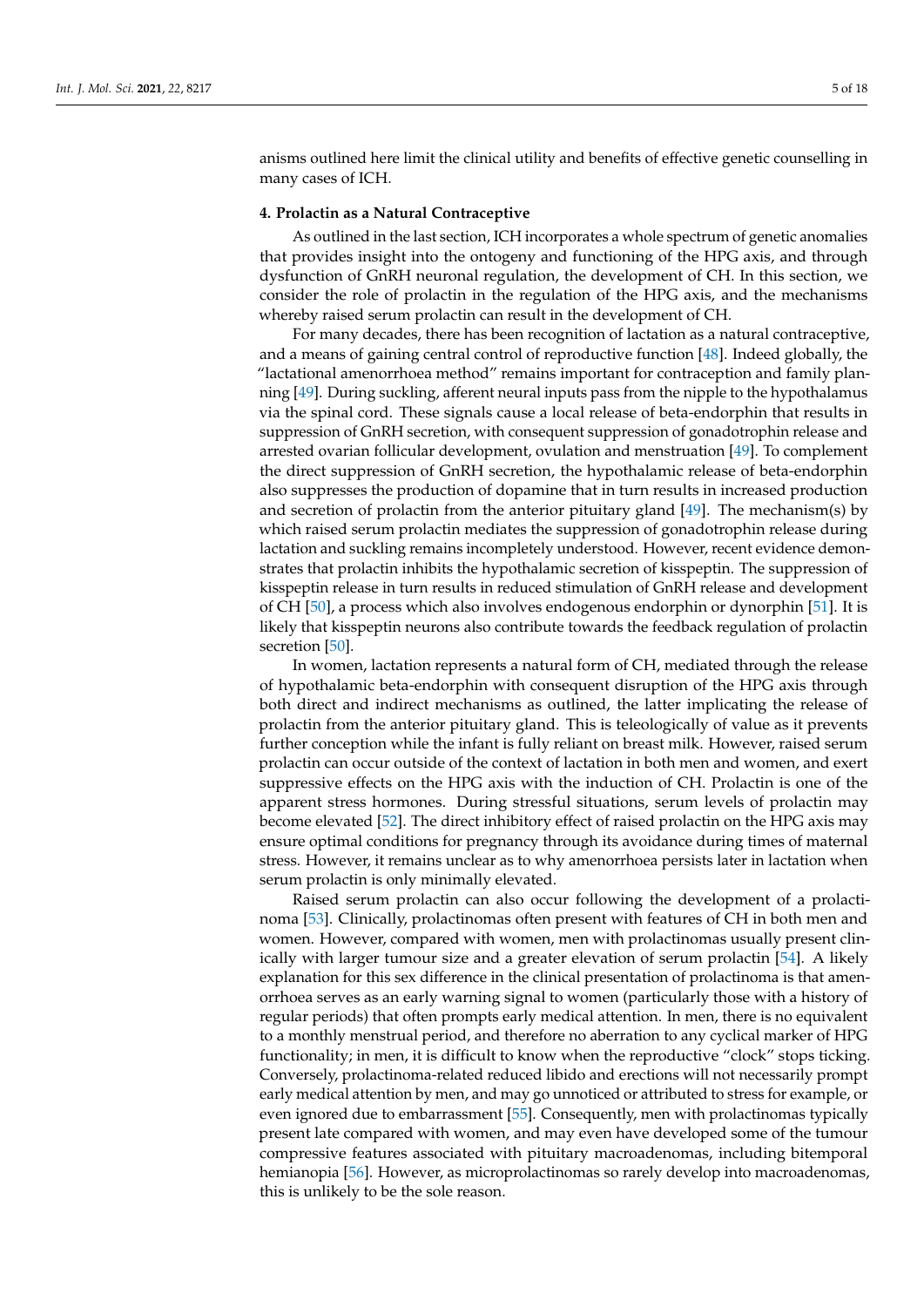anisms outlined here limit the clinical utility and benefits of effective genetic counselling in many cases of ICH.

## 4. Prolactin as a Natural Contraceptive

As outlined in the last section, ICH incorporates a whole spectrum of genetic anomalies that provides insight into the ontogeny and functioning of the HPG axis, and through dysfunction of GnRH neuronal regulation, the development of CH. In this section, we consider the role of prolactin in the regulation of the HPG axis, and the mechanisms whereby raised serum prolactin can result in the development of CH.

For many decades, there has been recognition of lactation as a natural contraceptive, and a means of gaining central control of reproductive function [48]. Indeed globally, the "lactational amenorrhoea method" remains important for contraception and family planning [49]. During suckling, afferent neural inputs pass from the nipple to the hypothalamus via the spinal cord. These signals cause a local release of beta-endorphin that results in suppression of GnRH secretion, with consequent suppression of gonadotrophin release and arrested ovarian follicular development, ovulation and menstruation [49]. To complement the direct suppression of GnRH secretion, the hypothalamic release of beta-endorphin also suppresses the production of dopamine that in turn results in increased production and secretion of prolactin from the anterior pituitary gland [49]. The mechanism(s) by which raised serum prolactin mediates the suppression of gonadotrophin release during lactation and suckling remains incompletely understood. However, recent evidence demonstrates that prolactin inhibits the hypothalamic secretion of kisspeptin. The suppression of kisspeptin release in turn results in reduced stimulation of GnRH release and development of CH [50], a process which also involves endogenous endorphin or dynorphin [51]. It is likely that kisspeptin neurons also contribute towards the feedback regulation of prolactin secretion [50].

In women, lactation represents a natural form of CH, mediated through the release of hypothalamic beta-endorphin with consequent disruption of the HPG axis through both direct and indirect mechanisms as outlined, the latter implicating the release of prolactin from the anterior pituitary gland. This is teleologically of value as it prevents further conception while the infant is fully reliant on breast milk. However, raised serum prolactin can occur outside of the context of lactation in both men and women, and exert suppressive effects on the HPG axis with the induction of CH. Prolactin is one of the apparent stress hormones. During stressful situations, serum levels of prolactin may become elevated [52]. The direct inhibitory effect of raised prolactin on the HPG axis may ensure optimal conditions for pregnancy through its avoidance during times of maternal stress. However, it remains unclear as to why amenorrhoea persists later in lactation when serum prolactin is only minimally elevated.

Raised serum prolactin can also occur following the development of a prolactinoma [53]. Clinically, prolactinomas often present with features of CH in both men and women. However, compared with women, men with prolactinomas usually present clinically with larger tumour size and a greater elevation of serum prolactin [54]. A likely explanation for this sex difference in the clinical presentation of prolactinoma is that amenorrhoea serves as an early warning signal to women (particularly those with a history of regular periods) that often prompts early medical attention. In men, there is no equivalent to a monthly menstrual period, and therefore no aberration to any cyclical marker of HPG functionality; in men, it is difficult to know when the reproductive "clock" stops ticking. Conversely, prolactinoma-related reduced libido and erections will not necessarily prompt early medical attention by men, and may go unnoticed or attributed to stress for example, or even ignored due to embarrassment [55]. Consequently, men with prolactinomas typically present late compared with women, and may even have developed some of the tumour compressive features associated with pituitary macroadenomas, including bitemporal hemianopia [56]. However, as microprolactinomas so rarely develop into macroadenomas, this is unlikely to be the sole reason.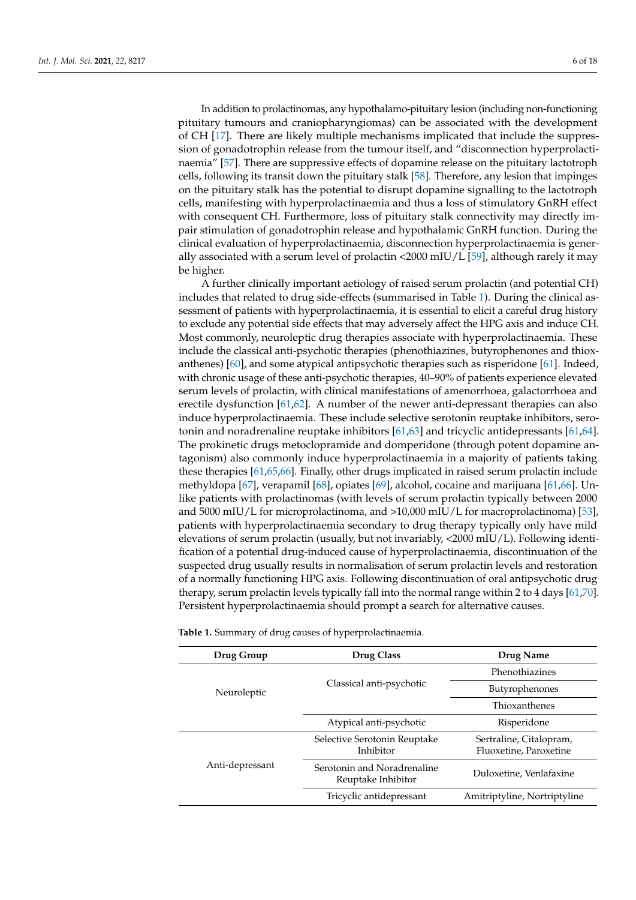In addition to prolactinomas, any hypothalamo-pituitary lesion (including non-functioning pituitary tumours and craniopharyngiomas) can be associated with the development of CH [17]. There are likely multiple mechanisms implicated that include the suppression of gonadotrophin release from the tumour itself, and "disconnection hyperprolactinaemia" [57]. There are suppressive effects of dopamine release on the pituitary lactotroph cells, following its transit down the pituitary stalk [58]. Therefore, any lesion that impinges on the pituitary stalk has the potential to disrupt dopamine signalling to the lactotroph cells, manifesting with hyperprolactinaemia and thus a loss of stimulatory GnRH effect with consequent CH. Furthermore, loss of pituitary stalk connectivity may directly impair stimulation of gonadotrophin release and hypothalamic GnRH function. During the clinical evaluation of hyperprolactinaemia, disconnection hyperprolactinaemia is generally associated with a serum level of prolactin <2000 mIU/L [59], although rarely it may be higher.

A further clinically important aetiology of raised serum prolactin (and potential CH) includes that related to drug side-effects (summarised in Table 1). During the clinical assessment of patients with hyperprolactinaemia, it is essential to elicit a careful drug history to exclude any potential side effects that may adversely affect the HPG axis and induce CH. Most commonly, neuroleptic drug therapies associate with hyperprolactinaemia. These include the classical anti-psychotic therapies (phenothiazines, butyrophenones and thioxanthenes) [60], and some atypical antipsychotic therapies such as risperidone [61]. Indeed, with chronic usage of these anti-psychotic therapies, 40–90% of patients experience elevated serum levels of prolactin, with clinical manifestations of amenorrhoea, galactorrhoea and erectile dysfunction [61,62]. A number of the newer anti-depressant therapies can also induce hyperprolactinaemia. These include selective serotonin reuptake inhibitors, serotonin and noradrenaline reuptake inhibitors [61,63] and tricyclic antidepressants [61,64]. The prokinetic drugs metoclopramide and domperidone (through potent dopamine antagonism) also commonly induce hyperprolactinaemia in a majority of patients taking these therapies [61,65,66]. Finally, other drugs implicated in raised serum prolactin include methyldopa [67], verapamil [68], opiates [69], alcohol, cocaine and marijuana [61,66]. Unlike patients with prolactinomas (with levels of serum prolactin typically between 2000 and 5000 mIU/L for microprolactinoma, and >10,000 mIU/L for macroprolactinoma) [53], patients with hyperprolactinaemia secondary to drug therapy typically only have mild elevations of serum prolactin (usually, but not invariably, <2000 mIU/L). Following identification of a potential drug-induced cause of hyperprolactinaemia, discontinuation of the suspected drug usually results in normalisation of serum prolactin levels and restoration of a normally functioning HPG axis. Following discontinuation of oral antipsychotic drug therapy, serum prolactin levels typically fall into the normal range within 2 to 4 days [61,70]. Persistent hyperprolactinaemia should prompt a search for alternative causes.

**Table 1.** Summary of drug causes of hyperprolactinaemia.

| Drug Group | Drug Class | Drug Name |
|---|---|---|
| Neuroleptic | Classical anti-psychotic | Phenothiazines |
| | | Butyrophenones |
| | | Thioxanthenes |
| | Atypical anti-psychotic | Risperidone |
| Anti-depressant | Selective Serotonin Reuptake Inhibitor | Sertraline, Citalopram, Fluoxetine, Paroxetine |
| | Serotonin and Noradrenaline Reuptake Inhibitor | Duloxetine, Venlafaxine |
| | Tricyclic antidepressant | Amitriptyline, Nortriptyline |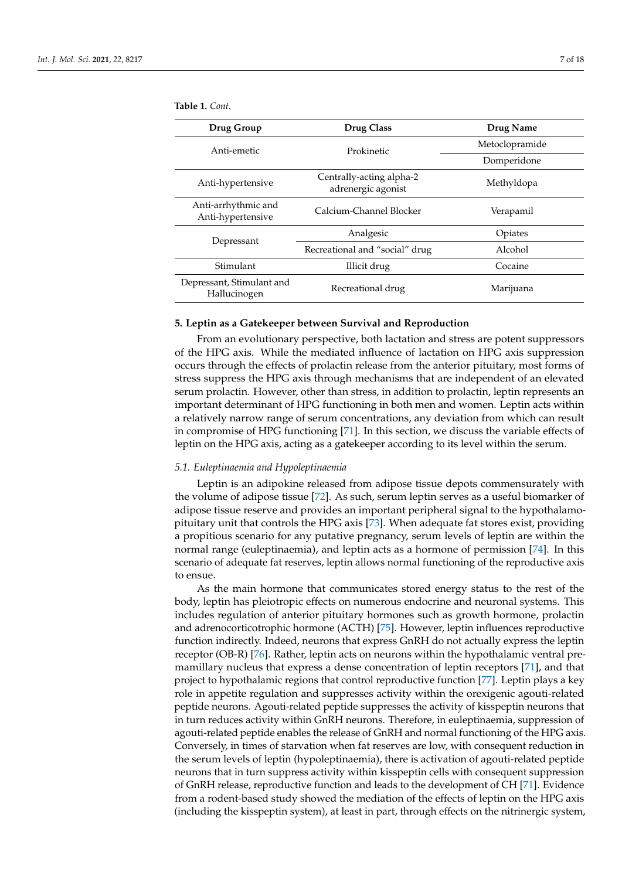**Table 1.** *Cont.*

| Drug Group | Drug Class | Drug Name |
|---|---|---|
| Anti-emetic | Prokinetic | Metoclopramide |
| | | Domperidone |
| Anti-hypertensive | Centrally-acting alpha-2 adrenergic agonist | Methyldopa |
| Anti-arrhythmic and Anti-hypertensive | Calcium-Channel Blocker | Verapamil |
| Depressant | Analgesic | Opiates |
| | Recreational and "social" drug | Alcohol |
| Stimulant | Illicit drug | Cocaine |
| Depressant, Stimulant and Hallucinogen | Recreational drug | Marijuana |

## 5. Leptin as a Gatekeeper between Survival and Reproduction

From an evolutionary perspective, both lactation and stress are potent suppressors of the HPG axis. While the mediated influence of lactation on HPG axis suppression occurs through the effects of prolactin release from the anterior pituitary, most forms of stress suppress the HPG axis through mechanisms that are independent of an elevated serum prolactin. However, other than stress, in addition to prolactin, leptin represents an important determinant of HPG functioning in both men and women. Leptin acts within a relatively narrow range of serum concentrations, any deviation from which can result in compromise of HPG functioning [71]. In this section, we discuss the variable effects of leptin on the HPG axis, acting as a gatekeeper according to its level within the serum.

### *5.1. Euleptinaemia and Hypoleptinaemia*

Leptin is an adipokine released from adipose tissue depots commensurately with the volume of adipose tissue [72]. As such, serum leptin serves as a useful biomarker of adipose tissue reserve and provides an important peripheral signal to the hypothalamo-pituitary unit that controls the HPG axis [73]. When adequate fat stores exist, providing a propitious scenario for any putative pregnancy, serum levels of leptin are within the normal range (euleptinaemia), and leptin acts as a hormone of permission [74]. In this scenario of adequate fat reserves, leptin allows normal functioning of the reproductive axis to ensue.

As the main hormone that communicates stored energy status to the rest of the body, leptin has pleiotropic effects on numerous endocrine and neuronal systems. This includes regulation of anterior pituitary hormones such as growth hormone, prolactin and adrenocorticotrophic hormone (ACTH) [75]. However, leptin influences reproductive function indirectly. Indeed, neurons that express GnRH do not actually express the leptin receptor (OB-R) [76]. Rather, leptin acts on neurons within the hypothalamic ventral premamillary nucleus that express a dense concentration of leptin receptors [71], and that project to hypothalamic regions that control reproductive function [77]. Leptin plays a key role in appetite regulation and suppresses activity within the orexigenic agouti-related peptide neurons. Agouti-related peptide suppresses the activity of kisspeptin neurons that in turn reduces activity within GnRH neurons. Therefore, in euleptinaemia, suppression of agouti-related peptide enables the release of GnRH and normal functioning of the HPG axis. Conversely, in times of starvation when fat reserves are low, with consequent reduction in the serum levels of leptin (hypoleptinaemia), there is activation of agouti-related peptide neurons that in turn suppress activity within kisspeptin cells with consequent suppression of GnRH release, reproductive function and leads to the development of CH [71]. Evidence from a rodent-based study showed the mediation of the effects of leptin on the HPG axis (including the kisspeptin system), at least in part, through effects on the nitrinergic system,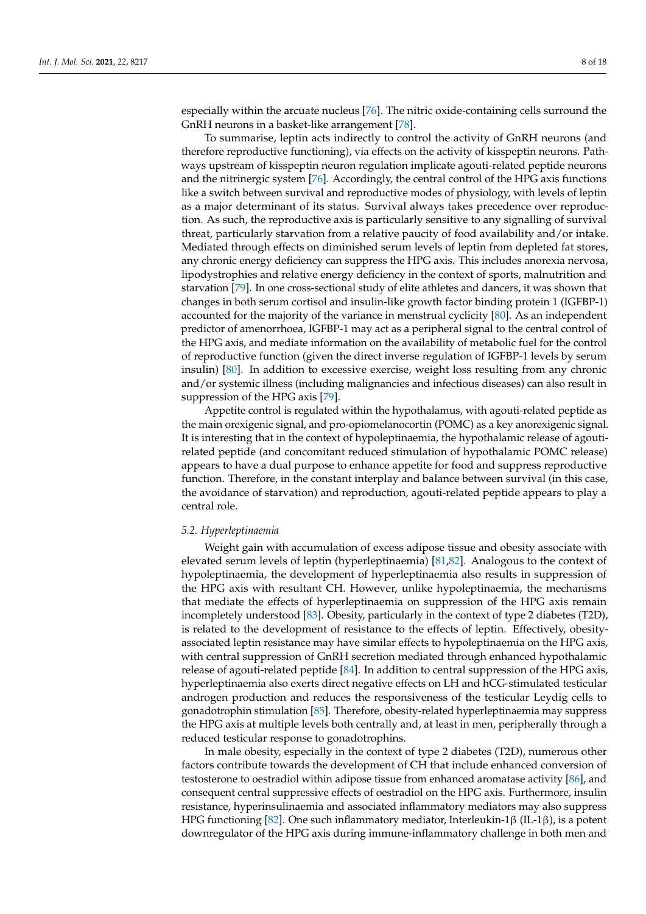especially within the arcuate nucleus [76]. The nitric oxide-containing cells surround the GnRH neurons in a basket-like arrangement [78].

To summarise, leptin acts indirectly to control the activity of GnRH neurons (and therefore reproductive functioning), via effects on the activity of kisspeptin neurons. Pathways upstream of kisspeptin neuron regulation implicate agouti-related peptide neurons and the nitrinergic system [76]. Accordingly, the central control of the HPG axis functions like a switch between survival and reproductive modes of physiology, with levels of leptin as a major determinant of its status. Survival always takes precedence over reproduction. As such, the reproductive axis is particularly sensitive to any signalling of survival threat, particularly starvation from a relative paucity of food availability and/or intake. Mediated through effects on diminished serum levels of leptin from depleted fat stores, any chronic energy deficiency can suppress the HPG axis. This includes anorexia nervosa, lipodystrophies and relative energy deficiency in the context of sports, malnutrition and starvation [79]. In one cross-sectional study of elite athletes and dancers, it was shown that changes in both serum cortisol and insulin-like growth factor binding protein 1 (IGFBP-1) accounted for the majority of the variance in menstrual cyclicity [80]. As an independent predictor of amenorrhoea, IGFBP-1 may act as a peripheral signal to the central control of the HPG axis, and mediate information on the availability of metabolic fuel for the control of reproductive function (given the direct inverse regulation of IGFBP-1 levels by serum insulin) [80]. In addition to excessive exercise, weight loss resulting from any chronic and/or systemic illness (including malignancies and infectious diseases) can also result in suppression of the HPG axis [79].

Appetite control is regulated within the hypothalamus, with agouti-related peptide as the main orexigenic signal, and pro-opiomelanocortin (POMC) as a key anorexigenic signal. It is interesting that in the context of hypoleptinaemia, the hypothalamic release of agouti-related peptide (and concomitant reduced stimulation of hypothalamic POMC release) appears to have a dual purpose to enhance appetite for food and suppress reproductive function. Therefore, in the constant interplay and balance between survival (in this case, the avoidance of starvation) and reproduction, agouti-related peptide appears to play a central role.

### *5.2. Hyperleptinaemia*

Weight gain with accumulation of excess adipose tissue and obesity associate with elevated serum levels of leptin (hyperleptinaemia) [81,82]. Analogous to the context of hypoleptinaemia, the development of hyperleptinaemia also results in suppression of the HPG axis with resultant CH. However, unlike hypoleptinaemia, the mechanisms that mediate the effects of hyperleptinaemia on suppression of the HPG axis remain incompletely understood [83]. Obesity, particularly in the context of type 2 diabetes (T2D), is related to the development of resistance to the effects of leptin. Effectively, obesity-associated leptin resistance may have similar effects to hypoleptinaemia on the HPG axis, with central suppression of GnRH secretion mediated through enhanced hypothalamic release of agouti-related peptide [84]. In addition to central suppression of the HPG axis, hyperleptinaemia also exerts direct negative effects on LH and hCG-stimulated testicular androgen production and reduces the responsiveness of the testicular Leydig cells to gonadotrophin stimulation [85]. Therefore, obesity-related hyperleptinaemia may suppress the HPG axis at multiple levels both centrally and, at least in men, peripherally through a reduced testicular response to gonadotrophins.

In male obesity, especially in the context of type 2 diabetes (T2D), numerous other factors contribute towards the development of CH that include enhanced conversion of testosterone to oestradiol within adipose tissue from enhanced aromatase activity [86], and consequent central suppressive effects of oestradiol on the HPG axis. Furthermore, insulin resistance, hyperinsulinaemia and associated inflammatory mediators may also suppress HPG functioning [82]. One such inflammatory mediator, Interleukin-1β (IL-1β), is a potent downregulator of the HPG axis during immune-inflammatory challenge in both men and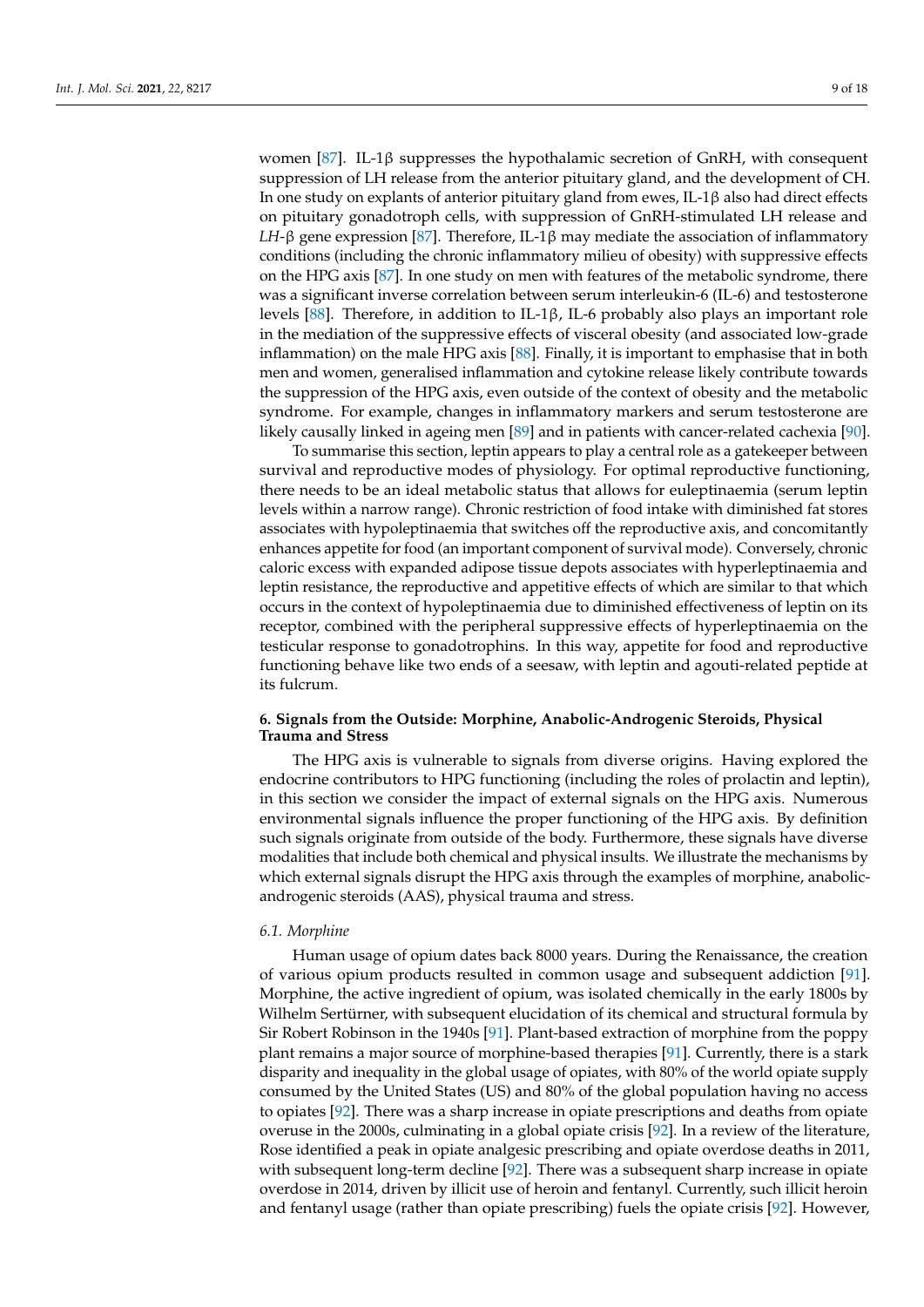women [87]. IL-1β suppresses the hypothalamic secretion of GnRH, with consequent suppression of LH release from the anterior pituitary gland, and the development of CH. In one study on explants of anterior pituitary gland from ewes, IL-1β also had direct effects on pituitary gonadotroph cells, with suppression of GnRH-stimulated LH release and *LH*-β gene expression [87]. Therefore, IL-1β may mediate the association of inflammatory conditions (including the chronic inflammatory milieu of obesity) with suppressive effects on the HPG axis [87]. In one study on men with features of the metabolic syndrome, there was a significant inverse correlation between serum interleukin-6 (IL-6) and testosterone levels [88]. Therefore, in addition to IL-1β, IL-6 probably also plays an important role in the mediation of the suppressive effects of visceral obesity (and associated low-grade inflammation) on the male HPG axis [88]. Finally, it is important to emphasise that in both men and women, generalised inflammation and cytokine release likely contribute towards the suppression of the HPG axis, even outside of the context of obesity and the metabolic syndrome. For example, changes in inflammatory markers and serum testosterone are likely causally linked in ageing men [89] and in patients with cancer-related cachexia [90].

To summarise this section, leptin appears to play a central role as a gatekeeper between survival and reproductive modes of physiology. For optimal reproductive functioning, there needs to be an ideal metabolic status that allows for euleptinaemia (serum leptin levels within a narrow range). Chronic restriction of food intake with diminished fat stores associates with hypoleptinaemia that switches off the reproductive axis, and concomitantly enhances appetite for food (an important component of survival mode). Conversely, chronic caloric excess with expanded adipose tissue depots associates with hyperleptinaemia and leptin resistance, the reproductive and appetitive effects of which are similar to that which occurs in the context of hypoleptinaemia due to diminished effectiveness of leptin on its receptor, combined with the peripheral suppressive effects of hyperleptinaemia on the testicular response to gonadotrophins. In this way, appetite for food and reproductive functioning behave like two ends of a seesaw, with leptin and agouti-related peptide at its fulcrum.

## 6. Signals from the Outside: Morphine, Anabolic-Androgenic Steroids, Physical Trauma and Stress

The HPG axis is vulnerable to signals from diverse origins. Having explored the endocrine contributors to HPG functioning (including the roles of prolactin and leptin), in this section we consider the impact of external signals on the HPG axis. Numerous environmental signals influence the proper functioning of the HPG axis. By definition such signals originate from outside of the body. Furthermore, these signals have diverse modalities that include both chemical and physical insults. We illustrate the mechanisms by which external signals disrupt the HPG axis through the examples of morphine, anabolic-androgenic steroids (AAS), physical trauma and stress.

### 6.1. Morphine

Human usage of opium dates back 8000 years. During the Renaissance, the creation of various opium products resulted in common usage and subsequent addiction [91]. Morphine, the active ingredient of opium, was isolated chemically in the early 1800s by Wilhelm Sertürner, with subsequent elucidation of its chemical and structural formula by Sir Robert Robinson in the 1940s [91]. Plant-based extraction of morphine from the poppy plant remains a major source of morphine-based therapies [91]. Currently, there is a stark disparity and inequality in the global usage of opiates, with 80% of the world opiate supply consumed by the United States (US) and 80% of the global population having no access to opiates [92]. There was a sharp increase in opiate prescriptions and deaths from opiate overuse in the 2000s, culminating in a global opiate crisis [92]. In a review of the literature, Rose identified a peak in opiate analgesic prescribing and opiate overdose deaths in 2011, with subsequent long-term decline [92]. There was a subsequent sharp increase in opiate overdose in 2014, driven by illicit use of heroin and fentanyl. Currently, such illicit heroin and fentanyl usage (rather than opiate prescribing) fuels the opiate crisis [92]. However,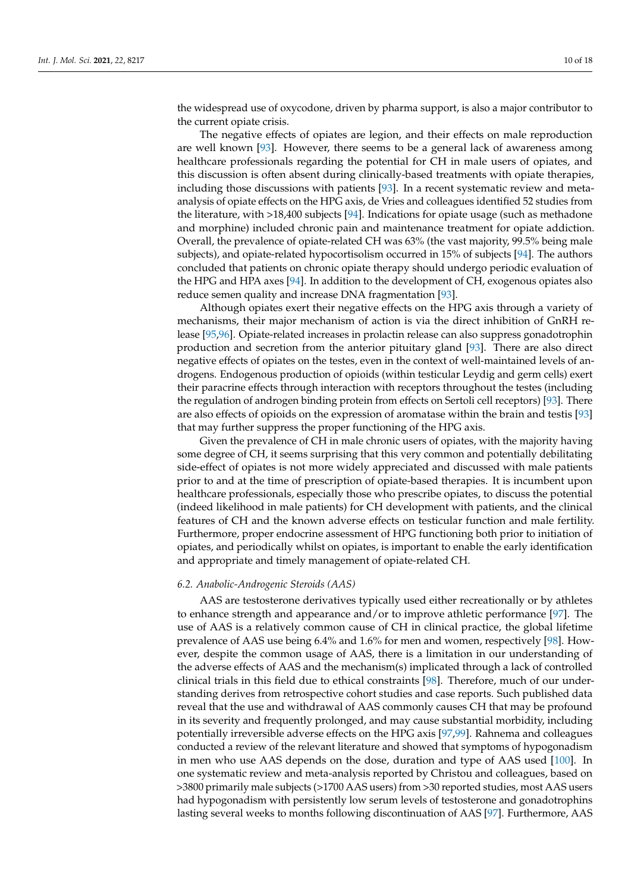the widespread use of oxycodone, driven by pharma support, is also a major contributor to the current opiate crisis.

The negative effects of opiates are legion, and their effects on male reproduction are well known [93]. However, there seems to be a general lack of awareness among healthcare professionals regarding the potential for CH in male users of opiates, and this discussion is often absent during clinically-based treatments with opiate therapies, including those discussions with patients [93]. In a recent systematic review and meta-analysis of opiate effects on the HPG axis, de Vries and colleagues identified 52 studies from the literature, with >18,400 subjects [94]. Indications for opiate usage (such as methadone and morphine) included chronic pain and maintenance treatment for opiate addiction. Overall, the prevalence of opiate-related CH was 63% (the vast majority, 99.5% being male subjects), and opiate-related hypocortisolism occurred in 15% of subjects [94]. The authors concluded that patients on chronic opiate therapy should undergo periodic evaluation of the HPG and HPA axes [94]. In addition to the development of CH, exogenous opiates also reduce semen quality and increase DNA fragmentation [93].

Although opiates exert their negative effects on the HPG axis through a variety of mechanisms, their major mechanism of action is via the direct inhibition of GnRH release [95,96]. Opiate-related increases in prolactin release can also suppress gonadotrophin production and secretion from the anterior pituitary gland [93]. There are also direct negative effects of opiates on the testes, even in the context of well-maintained levels of androgens. Endogenous production of opioids (within testicular Leydig and germ cells) exert their paracrine effects through interaction with receptors throughout the testes (including the regulation of androgen binding protein from effects on Sertoli cell receptors) [93]. There are also effects of opioids on the expression of aromatase within the brain and testis [93] that may further suppress the proper functioning of the HPG axis.

Given the prevalence of CH in male chronic users of opiates, with the majority having some degree of CH, it seems surprising that this very common and potentially debilitating side-effect of opiates is not more widely appreciated and discussed with male patients prior to and at the time of prescription of opiate-based therapies. It is incumbent upon healthcare professionals, especially those who prescribe opiates, to discuss the potential (indeed likelihood in male patients) for CH development with patients, and the clinical features of CH and the known adverse effects on testicular function and male fertility. Furthermore, proper endocrine assessment of HPG functioning both prior to initiation of opiates, and periodically whilst on opiates, is important to enable the early identification and appropriate and timely management of opiate-related CH.

### *6.2. Anabolic-Androgenic Steroids (AAS)*

AAS are testosterone derivatives typically used either recreationally or by athletes to enhance strength and appearance and/or to improve athletic performance [97]. The use of AAS is a relatively common cause of CH in clinical practice, the global lifetime prevalence of AAS use being 6.4% and 1.6% for men and women, respectively [98]. However, despite the common usage of AAS, there is a limitation in our understanding of the adverse effects of AAS and the mechanism(s) implicated through a lack of controlled clinical trials in this field due to ethical constraints [98]. Therefore, much of our understanding derives from retrospective cohort studies and case reports. Such published data reveal that the use and withdrawal of AAS commonly causes CH that may be profound in its severity and frequently prolonged, and may cause substantial morbidity, including potentially irreversible adverse effects on the HPG axis [97,99]. Rahnema and colleagues conducted a review of the relevant literature and showed that symptoms of hypogonadism in men who use AAS depends on the dose, duration and type of AAS used [100]. In one systematic review and meta-analysis reported by Christou and colleagues, based on >3800 primarily male subjects (>1700 AAS users) from >30 reported studies, most AAS users had hypogonadism with persistently low serum levels of testosterone and gonadotrophins lasting several weeks to months following discontinuation of AAS [97]. Furthermore, AAS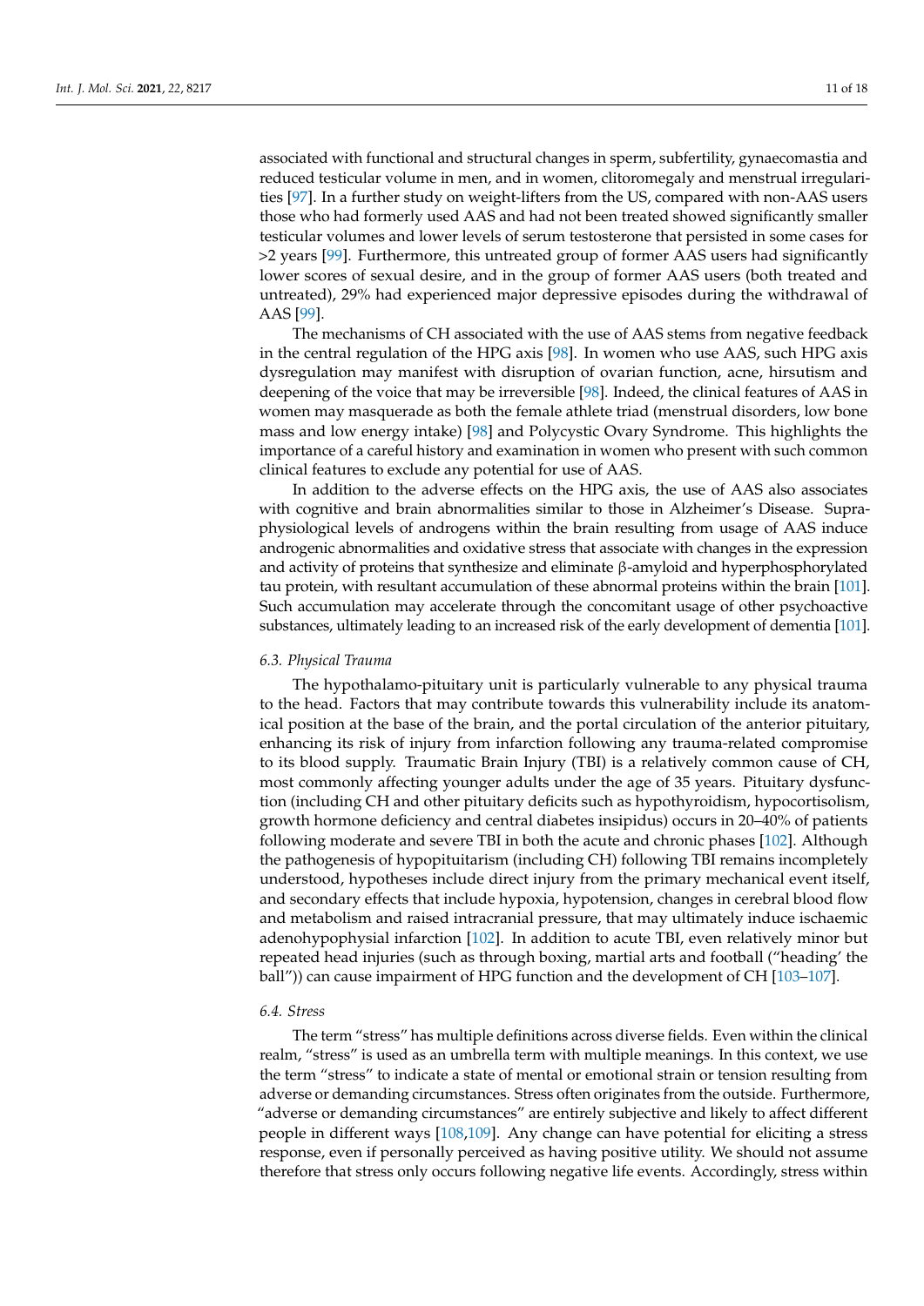associated with functional and structural changes in sperm, subfertility, gynaecomastia and reduced testicular volume in men, and in women, clitoromegaly and menstrual irregularities [97]. In a further study on weight-lifters from the US, compared with non-AAS users those who had formerly used AAS and had not been treated showed significantly smaller testicular volumes and lower levels of serum testosterone that persisted in some cases for >2 years [99]. Furthermore, this untreated group of former AAS users had significantly lower scores of sexual desire, and in the group of former AAS users (both treated and untreated), 29% had experienced major depressive episodes during the withdrawal of AAS [99].

The mechanisms of CH associated with the use of AAS stems from negative feedback in the central regulation of the HPG axis [98]. In women who use AAS, such HPG axis dysregulation may manifest with disruption of ovarian function, acne, hirsutism and deepening of the voice that may be irreversible [98]. Indeed, the clinical features of AAS in women may masquerade as both the female athlete triad (menstrual disorders, low bone mass and low energy intake) [98] and Polycystic Ovary Syndrome. This highlights the importance of a careful history and examination in women who present with such common clinical features to exclude any potential for use of AAS.

In addition to the adverse effects on the HPG axis, the use of AAS also associates with cognitive and brain abnormalities similar to those in Alzheimer's Disease. Supra-physiological levels of androgens within the brain resulting from usage of AAS induce androgenic abnormalities and oxidative stress that associate with changes in the expression and activity of proteins that synthesize and eliminate β-amyloid and hyperphosphorylated tau protein, with resultant accumulation of these abnormal proteins within the brain [101]. Such accumulation may accelerate through the concomitant usage of other psychoactive substances, ultimately leading to an increased risk of the early development of dementia [101].

### 6.3. Physical Trauma

The hypothalamo-pituitary unit is particularly vulnerable to any physical trauma to the head. Factors that may contribute towards this vulnerability include its anatomical position at the base of the brain, and the portal circulation of the anterior pituitary, enhancing its risk of injury from infarction following any trauma-related compromise to its blood supply. Traumatic Brain Injury (TBI) is a relatively common cause of CH, most commonly affecting younger adults under the age of 35 years. Pituitary dysfunction (including CH and other pituitary deficits such as hypothyroidism, hypocortisolism, growth hormone deficiency and central diabetes insipidus) occurs in 20–40% of patients following moderate and severe TBI in both the acute and chronic phases [102]. Although the pathogenesis of hypopituitarism (including CH) following TBI remains incompletely understood, hypotheses include direct injury from the primary mechanical event itself, and secondary effects that include hypoxia, hypotension, changes in cerebral blood flow and metabolism and raised intracranial pressure, that may ultimately induce ischaemic adenohypophysial infarction [102]. In addition to acute TBI, even relatively minor but repeated head injuries (such as through boxing, martial arts and football ("heading' the ball")) can cause impairment of HPG function and the development of CH [103–107].

### 6.4. Stress

The term "stress" has multiple definitions across diverse fields. Even within the clinical realm, "stress" is used as an umbrella term with multiple meanings. In this context, we use the term "stress" to indicate a state of mental or emotional strain or tension resulting from adverse or demanding circumstances. Stress often originates from the outside. Furthermore, "adverse or demanding circumstances" are entirely subjective and likely to affect different people in different ways [108,109]. Any change can have potential for eliciting a stress response, even if personally perceived as having positive utility. We should not assume therefore that stress only occurs following negative life events. Accordingly, stress within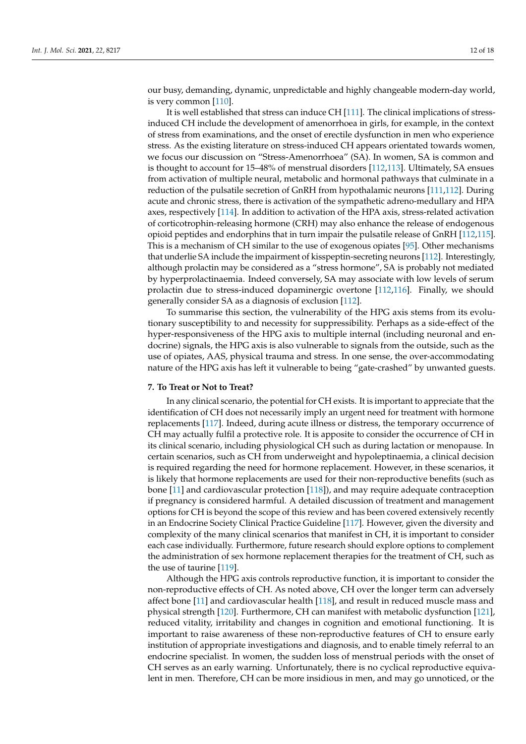our busy, demanding, dynamic, unpredictable and highly changeable modern-day world, is very common [110].

It is well established that stress can induce CH [111]. The clinical implications of stress-induced CH include the development of amenorrhoea in girls, for example, in the context of stress from examinations, and the onset of erectile dysfunction in men who experience stress. As the existing literature on stress-induced CH appears orientated towards women, we focus our discussion on "Stress-Amenorrhoea" (SA). In women, SA is common and is thought to account for 15–48% of menstrual disorders [112,113]. Ultimately, SA ensues from activation of multiple neural, metabolic and hormonal pathways that culminate in a reduction of the pulsatile secretion of GnRH from hypothalamic neurons [111,112]. During acute and chronic stress, there is activation of the sympathetic adreno-medullary and HPA axes, respectively [114]. In addition to activation of the HPA axis, stress-related activation of corticotrophin-releasing hormone (CRH) may also enhance the release of endogenous opioid peptides and endorphins that in turn impair the pulsatile release of GnRH [112,115]. This is a mechanism of CH similar to the use of exogenous opiates [95]. Other mechanisms that underlie SA include the impairment of kisspeptin-secreting neurons [112]. Interestingly, although prolactin may be considered as a "stress hormone", SA is probably not mediated by hyperprolactinaemia. Indeed conversely, SA may associate with low levels of serum prolactin due to stress-induced dopaminergic overtone [112,116]. Finally, we should generally consider SA as a diagnosis of exclusion [112].

To summarise this section, the vulnerability of the HPG axis stems from its evolutionary susceptibility to and necessity for suppressibility. Perhaps as a side-effect of the hyper-responsiveness of the HPG axis to multiple internal (including neuronal and endocrine) signals, the HPG axis is also vulnerable to signals from the outside, such as the use of opiates, AAS, physical trauma and stress. In one sense, the over-accommodating nature of the HPG axis has left it vulnerable to being "gate-crashed" by unwanted guests.

## 7. To Treat or Not to Treat?

In any clinical scenario, the potential for CH exists. It is important to appreciate that the identification of CH does not necessarily imply an urgent need for treatment with hormone replacements [117]. Indeed, during acute illness or distress, the temporary occurrence of CH may actually fulfil a protective role. It is apposite to consider the occurrence of CH in its clinical scenario, including physiological CH such as during lactation or menopause. In certain scenarios, such as CH from underweight and hypoleptinaemia, a clinical decision is required regarding the need for hormone replacement. However, in these scenarios, it is likely that hormone replacements are used for their non-reproductive benefits (such as bone [11] and cardiovascular protection [118]), and may require adequate contraception if pregnancy is considered harmful. A detailed discussion of treatment and management options for CH is beyond the scope of this review and has been covered extensively recently in an Endocrine Society Clinical Practice Guideline [117]. However, given the diversity and complexity of the many clinical scenarios that manifest in CH, it is important to consider each case individually. Furthermore, future research should explore options to complement the administration of sex hormone replacement therapies for the treatment of CH, such as the use of taurine [119].

Although the HPG axis controls reproductive function, it is important to consider the non-reproductive effects of CH. As noted above, CH over the longer term can adversely affect bone [11] and cardiovascular health [118], and result in reduced muscle mass and physical strength [120]. Furthermore, CH can manifest with metabolic dysfunction [121], reduced vitality, irritability and changes in cognition and emotional functioning. It is important to raise awareness of these non-reproductive features of CH to ensure early institution of appropriate investigations and diagnosis, and to enable timely referral to an endocrine specialist. In women, the sudden loss of menstrual periods with the onset of CH serves as an early warning. Unfortunately, there is no cyclical reproductive equivalent in men. Therefore, CH can be more insidious in men, and may go unnoticed, or the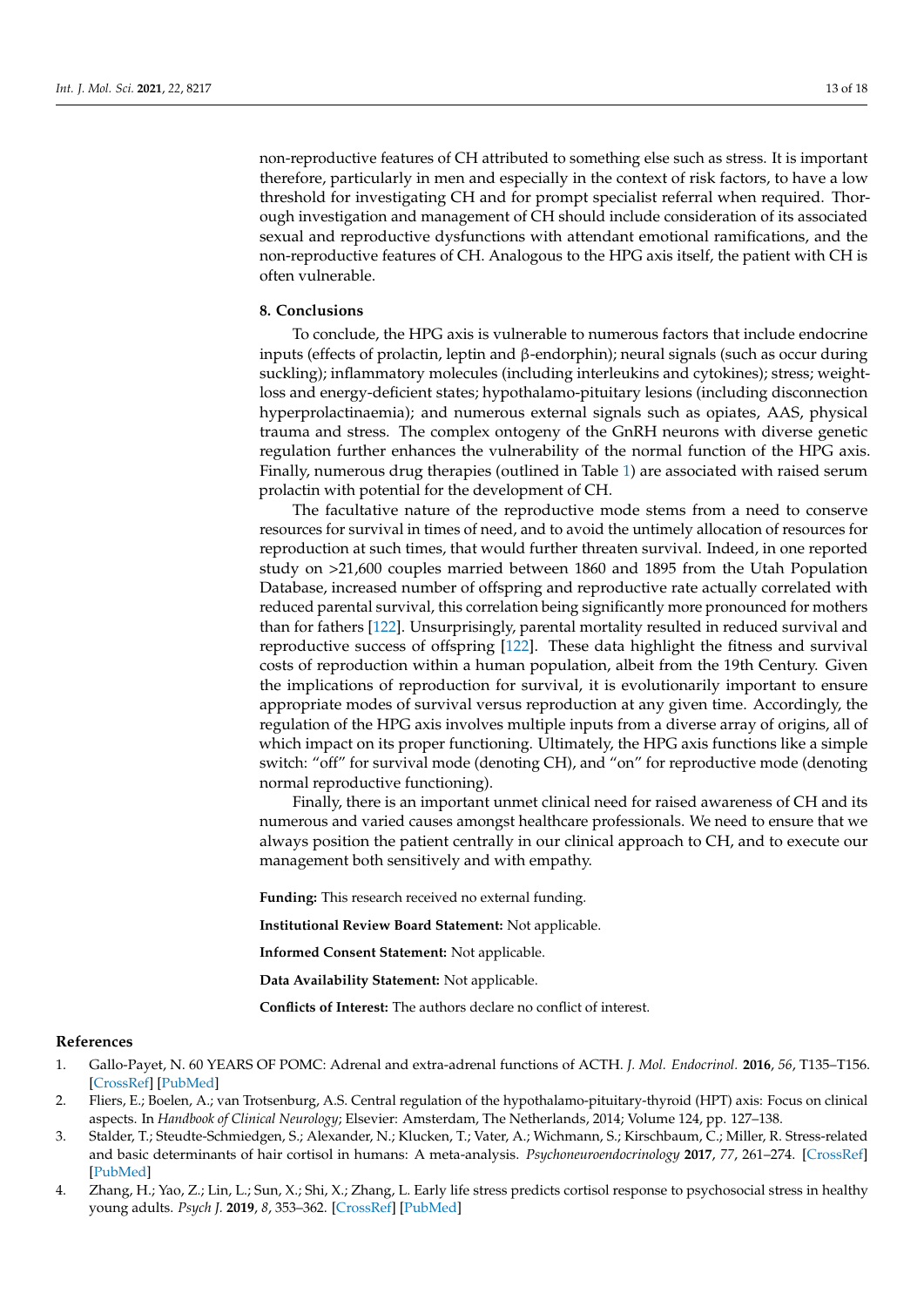non-reproductive features of CH attributed to something else such as stress. It is important therefore, particularly in men and especially in the context of risk factors, to have a low threshold for investigating CH and for prompt specialist referral when required. Thorough investigation and management of CH should include consideration of its associated sexual and reproductive dysfunctions with attendant emotional ramifications, and the non-reproductive features of CH. Analogous to the HPG axis itself, the patient with CH is often vulnerable.

## 8. Conclusions

To conclude, the HPG axis is vulnerable to numerous factors that include endocrine inputs (effects of prolactin, leptin and β-endorphin); neural signals (such as occur during suckling); inflammatory molecules (including interleukins and cytokines); stress; weight-loss and energy-deficient states; hypothalamo-pituitary lesions (including disconnection hyperprolactinaemia); and numerous external signals such as opiates, AAS, physical trauma and stress. The complex ontogeny of the GnRH neurons with diverse genetic regulation further enhances the vulnerability of the normal function of the HPG axis. Finally, numerous drug therapies (outlined in Table 1) are associated with raised serum prolactin with potential for the development of CH.

The facultative nature of the reproductive mode stems from a need to conserve resources for survival in times of need, and to avoid the untimely allocation of resources for reproduction at such times, that would further threaten survival. Indeed, in one reported study on >21,600 couples married between 1860 and 1895 from the Utah Population Database, increased number of offspring and reproductive rate actually correlated with reduced parental survival, this correlation being significantly more pronounced for mothers than for fathers [122]. Unsurprisingly, parental mortality resulted in reduced survival and reproductive success of offspring [122]. These data highlight the fitness and survival costs of reproduction within a human population, albeit from the 19th Century. Given the implications of reproduction for survival, it is evolutionarily important to ensure appropriate modes of survival versus reproduction at any given time. Accordingly, the regulation of the HPG axis involves multiple inputs from a diverse array of origins, all of which impact on its proper functioning. Ultimately, the HPG axis functions like a simple switch: "off" for survival mode (denoting CH), and "on" for reproductive mode (denoting normal reproductive functioning).

Finally, there is an important unmet clinical need for raised awareness of CH and its numerous and varied causes amongst healthcare professionals. We need to ensure that we always position the patient centrally in our clinical approach to CH, and to execute our management both sensitively and with empathy.

**Funding:** This research received no external funding.

**Institutional Review Board Statement:** Not applicable.

**Informed Consent Statement:** Not applicable.

**Data Availability Statement:** Not applicable.

**Conflicts of Interest:** The authors declare no conflict of interest.

## References

1. Gallo-Payet, N. 60 YEARS OF POMC: Adrenal and extra-adrenal functions of ACTH. *J. Mol. Endocrinol.* **2016**, *56*, T135–T156. [CrossRef] [PubMed]
2. Fliers, E.; Boelen, A.; van Trotsenburg, A.S. Central regulation of the hypothalamo-pituitary-thyroid (HPT) axis: Focus on clinical aspects. In *Handbook of Clinical Neurology*; Elsevier: Amsterdam, The Netherlands, 2014; Volume 124, pp. 127–138.
3. Stalder, T.; Steudte-Schmiedgen, S.; Alexander, N.; Klucken, T.; Vater, A.; Wichmann, S.; Kirschbaum, C.; Miller, R. Stress-related and basic determinants of hair cortisol in humans: A meta-analysis. *Psychoneuroendocrinology* **2017**, *77*, 261–274. [CrossRef] [PubMed]
4. Zhang, H.; Yao, Z.; Lin, L.; Sun, X.; Shi, X.; Zhang, L. Early life stress predicts cortisol response to psychosocial stress in healthy young adults. *Psych J.* **2019**, *8*, 353–362. [CrossRef] [PubMed]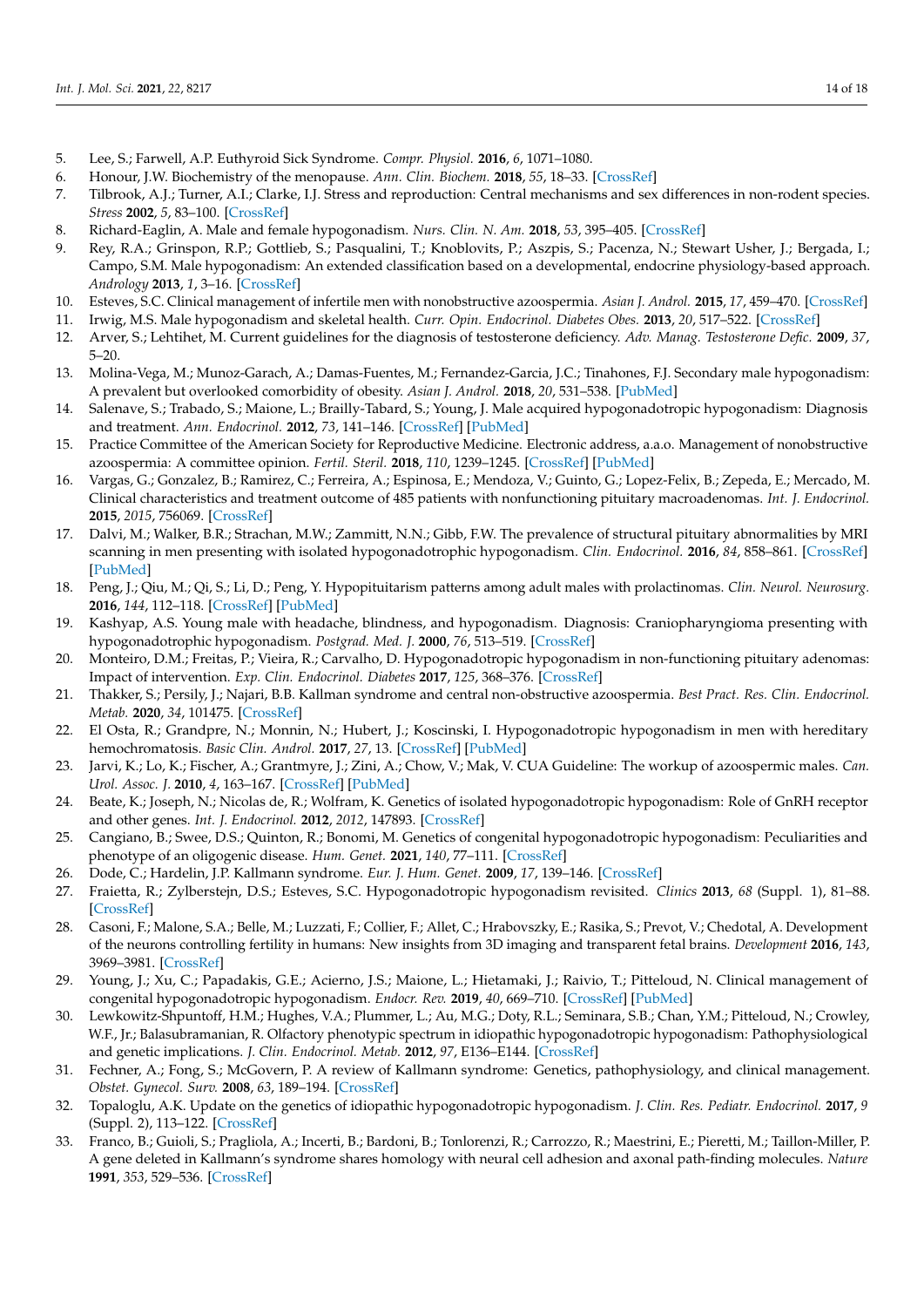5. Lee, S.; Farwell, A.P. Euthyroid Sick Syndrome. *Compr. Physiol.* **2016**, *6*, 1071–1080.
6. Honour, J.W. Biochemistry of the menopause. *Ann. Clin. Biochem.* **2018**, *55*, 18–33. [CrossRef]
7. Tilbrook, A.J.; Turner, A.I.; Clarke, I.J. Stress and reproduction: Central mechanisms and sex differences in non-rodent species. *Stress* **2002**, *5*, 83–100. [CrossRef]
8. Richard-Eaglin, A. Male and female hypogonadism. *Nurs. Clin. N. Am.* **2018**, *53*, 395–405. [CrossRef]
9. Rey, R.A.; Grinspon, R.P.; Gottlieb, S.; Pasqualini, T.; Knoblovits, P.; Aszpis, S.; Pacenza, N.; Stewart Usher, J.; Bergada, I.; Campo, S.M. Male hypogonadism: An extended classification based on a developmental, endocrine physiology-based approach. *Andrology* **2013**, *1*, 3–16. [CrossRef]
10. Esteves, S.C. Clinical management of infertile men with nonobstructive azoospermia. *Asian J. Androl.* **2015**, *17*, 459–470. [CrossRef]
11. Irwig, M.S. Male hypogonadism and skeletal health. *Curr. Opin. Endocrinol. Diabetes Obes.* **2013**, *20*, 517–522. [CrossRef]
12. Arver, S.; Lehtihet, M. Current guidelines for the diagnosis of testosterone deficiency. *Adv. Manag. Testosterone Defic.* **2009**, *37*, 5–20.
13. Molina-Vega, M.; Munoz-Garach, A.; Damas-Fuentes, M.; Fernandez-Garcia, J.C.; Tinahones, F.J. Secondary male hypogonadism: A prevalent but overlooked comorbidity of obesity. *Asian J. Androl.* **2018**, *20*, 531–538. [PubMed]
14. Salenave, S.; Trabado, S.; Maione, L.; Brailly-Tabard, S.; Young, J. Male acquired hypogonadotropic hypogonadism: Diagnosis and treatment. *Ann. Endocrinol.* **2012**, *73*, 141–146. [CrossRef] [PubMed]
15. Practice Committee of the American Society for Reproductive Medicine. Electronic address, a.a.o. Management of nonobstructive azoospermia: A committee opinion. *Fertil. Steril.* **2018**, *110*, 1239–1245. [CrossRef] [PubMed]
16. Vargas, G.; Gonzalez, B.; Ramirez, C.; Ferreira, A.; Espinosa, E.; Mendoza, V.; Guinto, G.; Lopez-Felix, B.; Zepeda, E.; Mercado, M. Clinical characteristics and treatment outcome of 485 patients with nonfunctioning pituitary macroadenomas. *Int. J. Endocrinol.* **2015**, *2015*, 756069. [CrossRef]
17. Dalvi, M.; Walker, B.R.; Strachan, M.W.; Zammitt, N.N.; Gibb, F.W. The prevalence of structural pituitary abnormalities by MRI scanning in men presenting with isolated hypogonadotrophic hypogonadism. *Clin. Endocrinol.* **2016**, *84*, 858–861. [CrossRef] [PubMed]
18. Peng, J.; Qiu, M.; Qi, S.; Li, D.; Peng, Y. Hypopituitarism patterns among adult males with prolactinomas. *Clin. Neurol. Neurosurg.* **2016**, *144*, 112–118. [CrossRef] [PubMed]
19. Kashyap, A.S. Young male with headache, blindness, and hypogonadism. Diagnosis: Craniopharyngioma presenting with hypogonadotrophic hypogonadism. *Postgrad. Med. J.* **2000**, *76*, 513–519. [CrossRef]
20. Monteiro, D.M.; Freitas, P.; Vieira, R.; Carvalho, D. Hypogonadotropic hypogonadism in non-functioning pituitary adenomas: Impact of intervention. *Exp. Clin. Endocrinol. Diabetes* **2017**, *125*, 368–376. [CrossRef]
21. Thakker, S.; Persily, J.; Najari, B.B. Kallman syndrome and central non-obstructive azoospermia. *Best Pract. Res. Clin. Endocrinol. Metab.* **2020**, *34*, 101475. [CrossRef]
22. El Osta, R.; Grandpre, N.; Monnin, N.; Hubert, J.; Koscinski, I. Hypogonadotropic hypogonadism in men with hereditary hemochromatosis. *Basic Clin. Androl.* **2017**, *27*, 13. [CrossRef] [PubMed]
23. Jarvi, K.; Lo, K.; Fischer, A.; Grantmyre, J.; Zini, A.; Chow, V.; Mak, V. CUA Guideline: The workup of azoospermic males. *Can. Urol. Assoc. J.* **2010**, *4*, 163–167. [CrossRef] [PubMed]
24. Beate, K.; Joseph, N.; Nicolas de, R.; Wolfram, K. Genetics of isolated hypogonadotropic hypogonadism: Role of GnRH receptor and other genes. *Int. J. Endocrinol.* **2012**, *2012*, 147893. [CrossRef]
25. Cangiano, B.; Swee, D.S.; Quinton, R.; Bonomi, M. Genetics of congenital hypogonadotropic hypogonadism: Peculiarities and phenotype of an oligogenic disease. *Hum. Genet.* **2021**, *140*, 77–111. [CrossRef]
26. Dode, C.; Hardelin, J.P. Kallmann syndrome. *Eur. J. Hum. Genet.* **2009**, *17*, 139–146. [CrossRef]
27. Fraietta, R.; Zylberstejn, D.S.; Esteves, S.C. Hypogonadotropic hypogonadism revisited. *Clinics* **2013**, *68* (Suppl. 1), 81–88. [CrossRef]
28. Casoni, F.; Malone, S.A.; Belle, M.; Luzzati, F.; Collier, F.; Allet, C.; Hrabovszky, E.; Rasika, S.; Prevot, V.; Chedotal, A. Development of the neurons controlling fertility in humans: New insights from 3D imaging and transparent fetal brains. *Development* **2016**, *143*, 3969–3981. [CrossRef]
29. Young, J.; Xu, C.; Papadakis, G.E.; Acierno, J.S.; Maione, L.; Hietamaki, J.; Raivio, T.; Pitteloud, N. Clinical management of congenital hypogonadotropic hypogonadism. *Endocr. Rev.* **2019**, *40*, 669–710. [CrossRef] [PubMed]
30. Lewkowitz-Shpuntoff, H.M.; Hughes, V.A.; Plummer, L.; Au, M.G.; Doty, R.L.; Seminara, S.B.; Chan, Y.M.; Pitteloud, N.; Crowley, W.F., Jr.; Balasubramanian, R. Olfactory phenotypic spectrum in idiopathic hypogonadotropic hypogonadism: Pathophysiological and genetic implications. *J. Clin. Endocrinol. Metab.* **2012**, *97*, E136–E144. [CrossRef]
31. Fechner, A.; Fong, S.; McGovern, P. A review of Kallmann syndrome: Genetics, pathophysiology, and clinical management. *Obstet. Gynecol. Surv.* **2008**, *63*, 189–194. [CrossRef]
32. Topaloglu, A.K. Update on the genetics of idiopathic hypogonadotropic hypogonadism. *J. Clin. Res. Pediatr. Endocrinol.* **2017**, *9* (Suppl. 2), 113–122. [CrossRef]
33. Franco, B.; Guioli, S.; Pragliola, A.; Incerti, B.; Bardoni, B.; Tonlorenzi, R.; Carrozzo, R.; Maestrini, E.; Pieretti, M.; Taillon-Miller, P. A gene deleted in Kallmann's syndrome shares homology with neural cell adhesion and axonal path-finding molecules. *Nature* **1991**, *353*, 529–536. [CrossRef]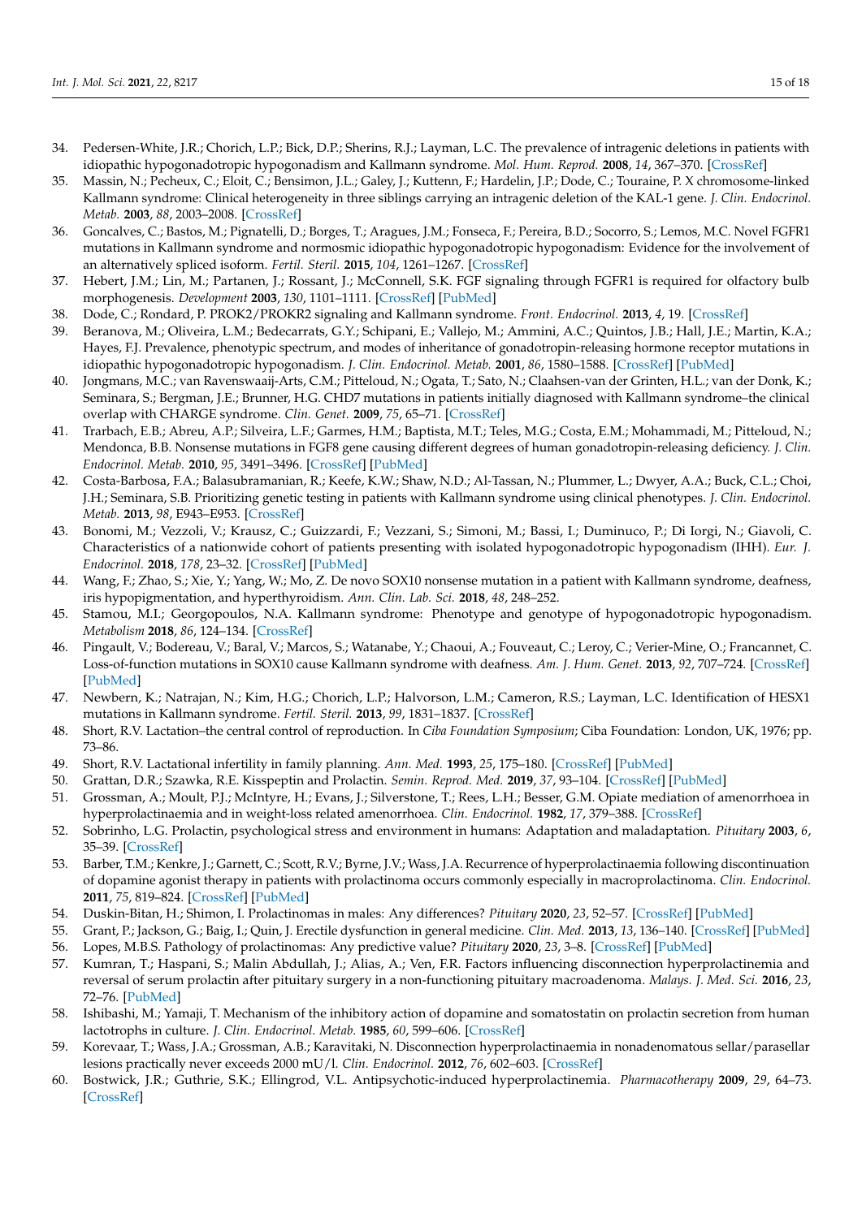34. Pedersen-White, J.R.; Chorich, L.P.; Bick, D.P.; Sherins, R.J.; Layman, L.C. The prevalence of intragenic deletions in patients with idiopathic hypogonadotropic hypogonadism and Kallmann syndrome. *Mol. Hum. Reprod.* **2008**, *14*, 367–370. [CrossRef]
35. Massin, N.; Pecheux, C.; Eloit, C.; Bensimon, J.L.; Galey, J.; Kuttenn, F.; Hardelin, J.P.; Dode, C.; Touraine, P. X chromosome-linked Kallmann syndrome: Clinical heterogeneity in three siblings carrying an intragenic deletion of the KAL-1 gene. *J. Clin. Endocrinol. Metab.* **2003**, *88*, 2003–2008. [CrossRef]
36. Goncalves, C.; Bastos, M.; Pignatelli, D.; Borges, T.; Aragues, J.M.; Fonseca, F.; Pereira, B.D.; Socorro, S.; Lemos, M.C. Novel FGFR1 mutations in Kallmann syndrome and normosmic idiopathic hypogonadotropic hypogonadism: Evidence for the involvement of an alternatively spliced isoform. *Fertil. Steril.* **2015**, *104*, 1261–1267. [CrossRef]
37. Hebert, J.M.; Lin, M.; Partanen, J.; Rossant, J.; McConnell, S.K. FGF signaling through FGFR1 is required for olfactory bulb morphogenesis. *Development* **2003**, *130*, 1101–1111. [CrossRef] [PubMed]
38. Dode, C.; Rondard, P. PROK2/PROKR2 signaling and Kallmann syndrome. *Front. Endocrinol.* **2013**, *4*, 19. [CrossRef]
39. Beranova, M.; Oliveira, L.M.; Bedecarrats, G.Y.; Schipani, E.; Vallejo, M.; Ammini, A.C.; Quintos, J.B.; Hall, J.E.; Martin, K.A.; Hayes, F.J. Prevalence, phenotypic spectrum, and modes of inheritance of gonadotropin-releasing hormone receptor mutations in idiopathic hypogonadotropic hypogonadism. *J. Clin. Endocrinol. Metab.* **2001**, *86*, 1580–1588. [CrossRef] [PubMed]
40. Jongmans, M.C.; van Ravenswaaij-Arts, C.M.; Pitteloud, N.; Ogata, T.; Sato, N.; Claahsen-van der Grinten, H.L.; van der Donk, K.; Seminara, S.; Bergman, J.E.; Brunner, H.G. CHD7 mutations in patients initially diagnosed with Kallmann syndrome–the clinical overlap with CHARGE syndrome. *Clin. Genet.* **2009**, *75*, 65–71. [CrossRef]
41. Trarbach, E.B.; Abreu, A.P.; Silveira, L.F.; Garmes, H.M.; Baptista, M.T.; Teles, M.G.; Costa, E.M.; Mohammadi, M.; Pitteloud, N.; Mendonca, B.B. Nonsense mutations in FGF8 gene causing different degrees of human gonadotropin-releasing deficiency. *J. Clin. Endocrinol. Metab.* **2010**, *95*, 3491–3496. [CrossRef] [PubMed]
42. Costa-Barbosa, F.A.; Balasubramanian, R.; Keefe, K.W.; Shaw, N.D.; Al-Tassan, N.; Plummer, L.; Dwyer, A.A.; Buck, C.L.; Choi, J.H.; Seminara, S.B. Prioritizing genetic testing in patients with Kallmann syndrome using clinical phenotypes. *J. Clin. Endocrinol. Metab.* **2013**, *98*, E943–E953. [CrossRef]
43. Bonomi, M.; Vezzoli, V.; Krausz, C.; Guizzardi, F.; Vezzani, S.; Simoni, M.; Bassi, I.; Duminuco, P.; Di Iorgi, N.; Giavoli, C. Characteristics of a nationwide cohort of patients presenting with isolated hypogonadotropic hypogonadism (IHH). *Eur. J. Endocrinol.* **2018**, *178*, 23–32. [CrossRef] [PubMed]
44. Wang, F.; Zhao, S.; Xie, Y.; Yang, W.; Mo, Z. De novo SOX10 nonsense mutation in a patient with Kallmann syndrome, deafness, iris hypopigmentation, and hyperthyroidism. *Ann. Clin. Lab. Sci.* **2018**, *48*, 248–252.
45. Stamou, M.I.; Georgopoulos, N.A. Kallmann syndrome: Phenotype and genotype of hypogonadotropic hypogonadism. *Metabolism* **2018**, *86*, 124–134. [CrossRef]
46. Pingault, V.; Bodereau, V.; Baral, V.; Marcos, S.; Watanabe, Y.; Chaoui, A.; Fouveaut, C.; Leroy, C.; Verier-Mine, O.; Francannet, C. Loss-of-function mutations in SOX10 cause Kallmann syndrome with deafness. *Am. J. Hum. Genet.* **2013**, *92*, 707–724. [CrossRef] [PubMed]
47. Newbern, K.; Natrajan, N.; Kim, H.G.; Chorich, L.P.; Halvorson, L.M.; Cameron, R.S.; Layman, L.C. Identification of HESX1 mutations in Kallmann syndrome. *Fertil. Steril.* **2013**, *99*, 1831–1837. [CrossRef]
48. Short, R.V. Lactation–the central control of reproduction. In *Ciba Foundation Symposium*; Ciba Foundation: London, UK, 1976; pp. 73–86.
49. Short, R.V. Lactational infertility in family planning. *Ann. Med.* **1993**, *25*, 175–180. [CrossRef] [PubMed]
50. Grattan, D.R.; Szawka, R.E. Kisspeptin and Prolactin. *Semin. Reprod. Med.* **2019**, *37*, 93–104. [CrossRef] [PubMed]
51. Grossman, A.; Moult, P.J.; McIntyre, H.; Evans, J.; Silverstone, T.; Rees, L.H.; Besser, G.M. Opiate mediation of amenorrhoea in hyperprolactinaemia and in weight-loss related amenorrhoea. *Clin. Endocrinol.* **1982**, *17*, 379–388. [CrossRef]
52. Sobrinho, L.G. Prolactin, psychological stress and environment in humans: Adaptation and maladaptation. *Pituitary* **2003**, *6*, 35–39. [CrossRef]
53. Barber, T.M.; Kenkre, J.; Garnett, C.; Scott, R.V.; Byrne, J.V.; Wass, J.A. Recurrence of hyperprolactinaemia following discontinuation of dopamine agonist therapy in patients with prolactinoma occurs commonly especially in macroprolactinoma. *Clin. Endocrinol.* **2011**, *75*, 819–824. [CrossRef] [PubMed]
54. Duskin-Bitan, H.; Shimon, I. Prolactinomas in males: Any differences? *Pituitary* **2020**, *23*, 52–57. [CrossRef] [PubMed]
55. Grant, P.; Jackson, G.; Baig, I.; Quin, J. Erectile dysfunction in general medicine. *Clin. Med.* **2013**, *13*, 136–140. [CrossRef] [PubMed]
56. Lopes, M.B.S. Pathology of prolactinomas: Any predictive value? *Pituitary* **2020**, *23*, 3–8. [CrossRef] [PubMed]
57. Kumran, T.; Haspani, S.; Malin Abdullah, J.; Alias, A.; Ven, F.R. Factors influencing disconnection hyperprolactinemia and reversal of serum prolactin after pituitary surgery in a non-functioning pituitary macroadenoma. *Malays. J. Med. Sci.* **2016**, *23*, 72–76. [PubMed]
58. Ishibashi, M.; Yamaji, T. Mechanism of the inhibitory action of dopamine and somatostatin on prolactin secretion from human lactotrophs in culture. *J. Clin. Endocrinol. Metab.* **1985**, *60*, 599–606. [CrossRef]
59. Korevaar, T.; Wass, J.A.; Grossman, A.B.; Karavitaki, N. Disconnection hyperprolactinaemia in nonadenomatous sellar/parasellar lesions practically never exceeds 2000 mU/l. *Clin. Endocrinol.* **2012**, *76*, 602–603. [CrossRef]
60. Bostwick, J.R.; Guthrie, S.K.; Ellingrod, V.L. Antipsychotic-induced hyperprolactinemia. *Pharmacotherapy* **2009**, *29*, 64–73. [CrossRef]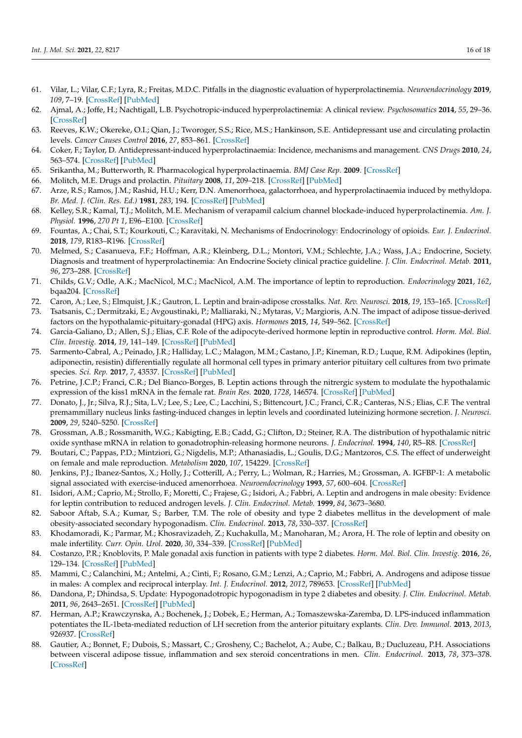61. Vilar, L.; Vilar, C.F.; Lyra, R.; Freitas, M.D.C. Pitfalls in the diagnostic evaluation of hyperprolactinemia. *Neuroendocrinology* **2019**, *109*, 7–19. [CrossRef] [PubMed]
62. Ajmal, A.; Joffe, H.; Nachtigall, L.B. Psychotropic-induced hyperprolactinemia: A clinical review. *Psychosomatics* **2014**, *55*, 29–36. [CrossRef]
63. Reeves, K.W.; Okereke, O.I.; Qian, J.; Tworoger, S.S.; Rice, M.S.; Hankinson, S.E. Antidepressant use and circulating prolactin levels. *Cancer Causes Control* **2016**, *27*, 853–861. [CrossRef]
64. Coker, F.; Taylor, D. Antidepressant-induced hyperprolactinaemia: Incidence, mechanisms and management. *CNS Drugs* **2010**, *24*, 563–574. [CrossRef] [PubMed]
65. Srikantha, M.; Butterworth, R. Pharmacological hyperprolactinaemia. *BMJ Case Rep.* **2009**. [CrossRef]
66. Molitch, M.E. Drugs and prolactin. *Pituitary* **2008**, *11*, 209–218. [CrossRef] [PubMed]
67. Arze, R.S.; Ramos, J.M.; Rashid, H.U.; Kerr, D.N. Amenorrhoea, galactorrhoea, and hyperprolactinaemia induced by methyldopa. *Br. Med. J. (Clin. Res. Ed.)* **1981**, *283*, 194. [CrossRef] [PubMed]
68. Kelley, S.R.; Kamal, T.J.; Molitch, M.E. Mechanism of verapamil calcium channel blockade-induced hyperprolactinemia. *Am. J. Physiol.* **1996**, *270 Pt 1*, E96–E100. [CrossRef]
69. Fountas, A.; Chai, S.T.; Kourkouti, C.; Karavitaki, N. Mechanisms of Endocrinology: Endocrinology of opioids. *Eur. J. Endocrinol.* **2018**, *179*, R183–R196. [CrossRef]
70. Melmed, S.; Casanueva, F.F.; Hoffman, A.R.; Kleinberg, D.L.; Montori, V.M.; Schlechte, J.A.; Wass, J.A.; Endocrine, Society. Diagnosis and treatment of hyperprolactinemia: An Endocrine Society clinical practice guideline. *J. Clin. Endocrinol. Metab.* **2011**, *96*, 273–288. [CrossRef]
71. Childs, G.V.; Odle, A.K.; MacNicol, M.C.; MacNicol, A.M. The importance of leptin to reproduction. *Endocrinology* **2021**, *162*, bqaa204. [CrossRef]
72. Caron, A.; Lee, S.; Elmquist, J.K.; Gautron, L. Leptin and brain-adipose crosstalks. *Nat. Rev. Neurosci.* **2018**, *19*, 153–165. [CrossRef]
73. Tsatsanis, C.; Dermitzaki, E.; Avgoustinaki, P.; Malliaraki, N.; Mytaras, V.; Margioris, A.N. The impact of adipose tissue-derived factors on the hypothalamic-pituitary-gonadal (HPG) axis. *Hormones* **2015**, *14*, 549–562. [CrossRef]
74. Garcia-Galiano, D.; Allen, S.J.; Elias, C.F. Role of the adipocyte-derived hormone leptin in reproductive control. *Horm. Mol. Biol. Clin. Investig.* **2014**, *19*, 141–149. [CrossRef] [PubMed]
75. Sarmento-Cabral, A.; Peinado, J.R.; Halliday, L.C.; Malagon, M.M.; Castano, J.P.; Kineman, R.D.; Luque, R.M. Adipokines (leptin, adiponectin, resistin) differentially regulate all hormonal cell types in primary anterior pituitary cell cultures from two primate species. *Sci. Rep.* **2017**, *7*, 43537. [CrossRef] [PubMed]
76. Petrine, J.C.P.; Franci, C.R.; Del Bianco-Borges, B. Leptin actions through the nitrergic system to modulate the hypothalamic expression of the kiss1 mRNA in the female rat. *Brain Res.* **2020**, *1728*, 146574. [CrossRef] [PubMed]
77. Donato, J., Jr.; Silva, R.J.; Sita, L.V.; Lee, S.; Lee, C.; Lacchini, S.; Bittencourt, J.C.; Franci, C.R.; Canteras, N.S.; Elias, C.F. The ventral premammillary nucleus links fasting-induced changes in leptin levels and coordinated luteinizing hormone secretion. *J. Neurosci.* **2009**, *29*, 5240–5250. [CrossRef]
78. Grossman, A.B.; Rossmanith, W.G.; Kabigting, E.B.; Cadd, G.; Clifton, D.; Steiner, R.A. The distribution of hypothalamic nitric oxide synthase mRNA in relation to gonadotrophin-releasing hormone neurons. *J. Endocrinol.* **1994**, *140*, R5–R8. [CrossRef]
79. Boutari, C.; Pappas, P.D.; Mintziori, G.; Nigdelis, M.P.; Athanasiadis, L.; Goulis, D.G.; Mantzoros, C.S. The effect of underweight on female and male reproduction. *Metabolism* **2020**, *107*, 154229. [CrossRef]
80. Jenkins, P.J.; Ibanez-Santos, X.; Holly, J.; Cotterill, A.; Perry, L.; Wolman, R.; Harries, M.; Grossman, A. IGFBP-1: A metabolic signal associated with exercise-induced amenorrhoea. *Neuroendocrinology* **1993**, *57*, 600–604. [CrossRef]
81. Isidori, A.M.; Caprio, M.; Strollo, F.; Moretti, C.; Frajese, G.; Isidori, A.; Fabbri, A. Leptin and androgens in male obesity: Evidence for leptin contribution to reduced androgen levels. *J. Clin. Endocrinol. Metab.* **1999**, *84*, 3673–3680.
82. Saboor Aftab, S.A.; Kumar, S.; Barber, T.M. The role of obesity and type 2 diabetes mellitus in the development of male obesity-associated secondary hypogonadism. *Clin. Endocrinol.* **2013**, *78*, 330–337. [CrossRef]
83. Khodamoradi, K.; Parmar, M.; Khosravizadeh, Z.; Kuchakulla, M.; Manoharan, M.; Arora, H. The role of leptin and obesity on male infertility. *Curr. Opin. Urol.* **2020**, *30*, 334–339. [CrossRef] [PubMed]
84. Costanzo, P.R.; Knoblovits, P. Male gonadal axis function in patients with type 2 diabetes. *Horm. Mol. Biol. Clin. Investig.* **2016**, *26*, 129–134. [CrossRef] [PubMed]
85. Mammi, C.; Calanchini, M.; Antelmi, A.; Cinti, F.; Rosano, G.M.; Lenzi, A.; Caprio, M.; Fabbri, A. Androgens and adipose tissue in males: A complex and reciprocal interplay. *Int. J. Endocrinol.* **2012**, *2012*, 789653. [CrossRef] [PubMed]
86. Dandona, P.; Dhindsa, S. Update: Hypogonadotropic hypogonadism in type 2 diabetes and obesity. *J. Clin. Endocrinol. Metab.* **2011**, *96*, 2643–2651. [CrossRef] [PubMed]
87. Herman, A.P.; Krawczynska, A.; Bochenek, J.; Dobek, E.; Herman, A.; Tomaszewska-Zaremba, D. LPS-induced inflammation potentiates the IL-1beta-mediated reduction of LH secretion from the anterior pituitary explants. *Clin. Dev. Immunol.* **2013**, *2013*, 926937. [CrossRef]
88. Gautier, A.; Bonnet, F.; Dubois, S.; Massart, C.; Grosheny, C.; Bachelot, A.; Aube, C.; Balkau, B.; Ducluzeau, P.H. Associations between visceral adipose tissue, inflammation and sex steroid concentrations in men. *Clin. Endocrinol.* **2013**, *78*, 373–378. [CrossRef]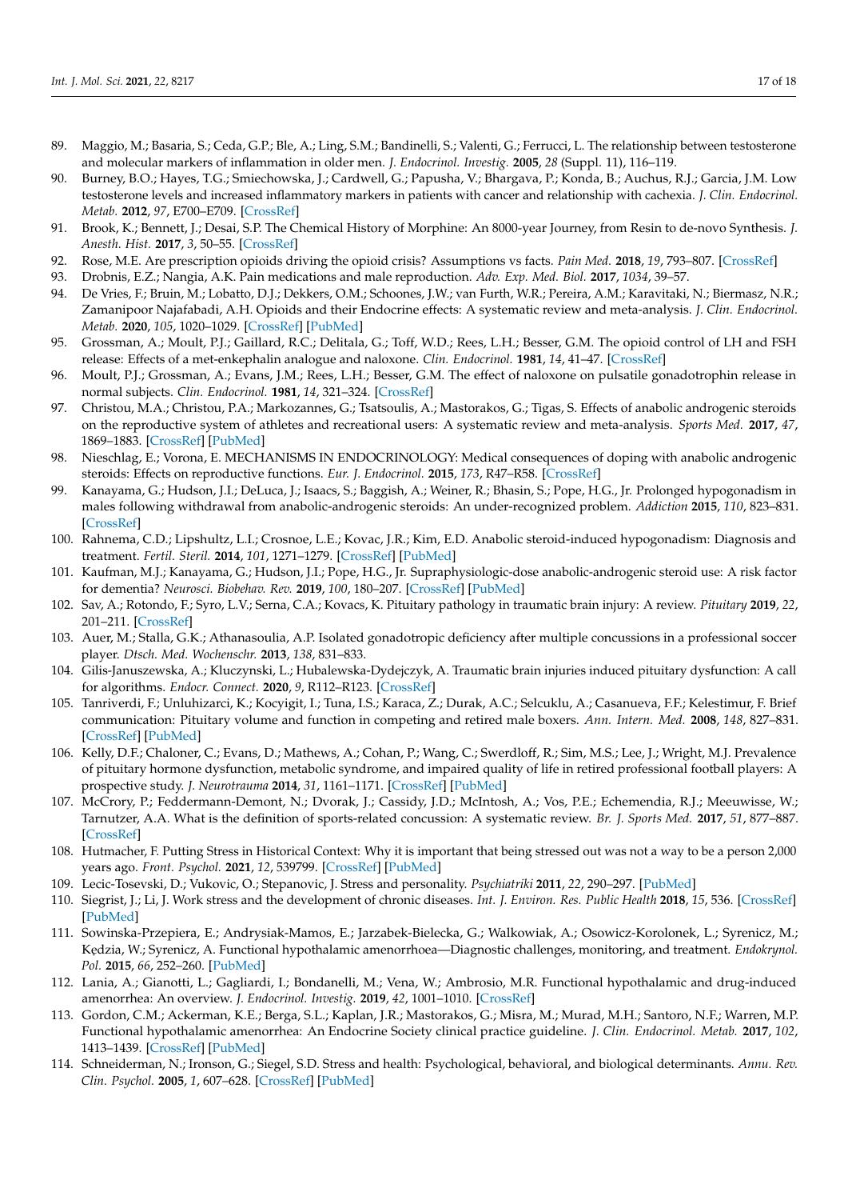89. Maggio, M.; Basaria, S.; Ceda, G.P.; Ble, A.; Ling, S.M.; Bandinelli, S.; Valenti, G.; Ferrucci, L. The relationship between testosterone and molecular markers of inflammation in older men. *J. Endocrinol. Investig.* **2005**, *28* (Suppl. 11), 116–119.
90. Burney, B.O.; Hayes, T.G.; Smiechowska, J.; Cardwell, G.; Papusha, V.; Bhargava, P.; Konda, B.; Auchus, R.J.; Garcia, J.M. Low testosterone levels and increased inflammatory markers in patients with cancer and relationship with cachexia. *J. Clin. Endocrinol. Metab.* **2012**, *97*, E700–E709. [CrossRef]
91. Brook, K.; Bennett, J.; Desai, S.P. The Chemical History of Morphine: An 8000-year Journey, from Resin to de-novo Synthesis. *J. Anesth. Hist.* **2017**, *3*, 50–55. [CrossRef]
92. Rose, M.E. Are prescription opioids driving the opioid crisis? Assumptions vs facts. *Pain Med.* **2018**, *19*, 793–807. [CrossRef]
93. Drobnis, E.Z.; Nangia, A.K. Pain medications and male reproduction. *Adv. Exp. Med. Biol.* **2017**, *1034*, 39–57.
94. De Vries, F.; Bruin, M.; Lobatto, D.J.; Dekkers, O.M.; Schoones, J.W.; van Furth, W.R.; Pereira, A.M.; Karavitaki, N.; Biermasz, N.R.; Zamanipoor Najafabadi, A.H. Opioids and their Endocrine effects: A systematic review and meta-analysis. *J. Clin. Endocrinol. Metab.* **2020**, *105*, 1020–1029. [CrossRef] [PubMed]
95. Grossman, A.; Moult, P.J.; Gaillard, R.C.; Delitala, G.; Toff, W.D.; Rees, L.H.; Besser, G.M. The opioid control of LH and FSH release: Effects of a met-enkephalin analogue and naloxone. *Clin. Endocrinol.* **1981**, *14*, 41–47. [CrossRef]
96. Moult, P.J.; Grossman, A.; Evans, J.M.; Rees, L.H.; Besser, G.M. The effect of naloxone on pulsatile gonadotrophin release in normal subjects. *Clin. Endocrinol.* **1981**, *14*, 321–324. [CrossRef]
97. Christou, M.A.; Christou, P.A.; Markozannes, G.; Tsatsoulis, A.; Mastorakos, G.; Tigas, S. Effects of anabolic androgenic steroids on the reproductive system of athletes and recreational users: A systematic review and meta-analysis. *Sports Med.* **2017**, *47*, 1869–1883. [CrossRef] [PubMed]
98. Nieschlag, E.; Vorona, E. MECHANISMS IN ENDOCRINOLOGY: Medical consequences of doping with anabolic androgenic steroids: Effects on reproductive functions. *Eur. J. Endocrinol.* **2015**, *173*, R47–R58. [CrossRef]
99. Kanayama, G.; Hudson, J.I.; DeLuca, J.; Isaacs, S.; Baggish, A.; Weiner, R.; Bhasin, S.; Pope, H.G., Jr. Prolonged hypogonadism in males following withdrawal from anabolic-androgenic steroids: An under-recognized problem. *Addiction* **2015**, *110*, 823–831. [CrossRef]
100. Rahnema, C.D.; Lipshultz, L.I.; Crosnoe, L.E.; Kovac, J.R.; Kim, E.D. Anabolic steroid-induced hypogonadism: Diagnosis and treatment. *Fertil. Steril.* **2014**, *101*, 1271–1279. [CrossRef] [PubMed]
101. Kaufman, M.J.; Kanayama, G.; Hudson, J.I.; Pope, H.G., Jr. Supraphysiologic-dose anabolic-androgenic steroid use: A risk factor for dementia? *Neurosci. Biobehav. Rev.* **2019**, *100*, 180–207. [CrossRef] [PubMed]
102. Sav, A.; Rotondo, F.; Syro, L.V.; Serna, C.A.; Kovacs, K. Pituitary pathology in traumatic brain injury: A review. *Pituitary* **2019**, *22*, 201–211. [CrossRef]
103. Auer, M.; Stalla, G.K.; Athanasoulia, A.P. Isolated gonadotropic deficiency after multiple concussions in a professional soccer player. *Dtsch. Med. Wochenschr.* **2013**, *138*, 831–833.
104. Gilis-Januszewska, A.; Kluczynski, L.; Hubalewska-Dydejczyk, A. Traumatic brain injuries induced pituitary dysfunction: A call for algorithms. *Endocr. Connect.* **2020**, *9*, R112–R123. [CrossRef]
105. Tanriverdi, F.; Unluhizarci, K.; Kocyigit, I.; Tuna, I.S.; Karaca, Z.; Durak, A.C.; Selcuklu, A.; Casanueva, F.F.; Kelestimur, F. Brief communication: Pituitary volume and function in competing and retired male boxers. *Ann. Intern. Med.* **2008**, *148*, 827–831. [CrossRef] [PubMed]
106. Kelly, D.F.; Chaloner, C.; Evans, D.; Mathews, A.; Cohan, P.; Wang, C.; Swerdloff, R.; Sim, M.S.; Lee, J.; Wright, M.J. Prevalence of pituitary hormone dysfunction, metabolic syndrome, and impaired quality of life in retired professional football players: A prospective study. *J. Neurotrauma* **2014**, *31*, 1161–1171. [CrossRef] [PubMed]
107. McCrory, P.; Feddermann-Demont, N.; Dvorak, J.; Cassidy, J.D.; McIntosh, A.; Vos, P.E.; Echemendia, R.J.; Meeuwisse, W.; Tarnutzer, A.A. What is the definition of sports-related concussion: A systematic review. *Br. J. Sports Med.* **2017**, *51*, 877–887. [CrossRef]
108. Hutmacher, F. Putting Stress in Historical Context: Why it is important that being stressed out was not a way to be a person 2,000 years ago. *Front. Psychol.* **2021**, *12*, 539799. [CrossRef] [PubMed]
109. Lecic-Tosevski, D.; Vukovic, O.; Stepanovic, J. Stress and personality. *Psychiatriki* **2011**, *22*, 290–297. [PubMed]
110. Siegrist, J.; Li, J. Work stress and the development of chronic diseases. *Int. J. Environ. Res. Public Health* **2018**, *15*, 536. [CrossRef] [PubMed]
111. Sowinska-Przepiera, E.; Andrysiak-Mamos, E.; Jarzabek-Bielecka, G.; Walkowiak, A.; Osowicz-Korolonek, L.; Syrenicz, M.; Kędzia, W.; Syrenicz, A. Functional hypothalamic amenorrhoea—Diagnostic challenges, monitoring, and treatment. *Endokrynol. Pol.* **2015**, *66*, 252–260. [PubMed]
112. Lania, A.; Gianotti, L.; Gagliardi, I.; Bondanelli, M.; Vena, W.; Ambrosio, M.R. Functional hypothalamic and drug-induced amenorrhea: An overview. *J. Endocrinol. Investig.* **2019**, *42*, 1001–1010. [CrossRef]
113. Gordon, C.M.; Ackerman, K.E.; Berga, S.L.; Kaplan, J.R.; Mastorakos, G.; Misra, M.; Murad, M.H.; Santoro, N.F.; Warren, M.P. Functional hypothalamic amenorrhea: An Endocrine Society clinical practice guideline. *J. Clin. Endocrinol. Metab.* **2017**, *102*, 1413–1439. [CrossRef] [PubMed]
114. Schneiderman, N.; Ironson, G.; Siegel, S.D. Stress and health: Psychological, behavioral, and biological determinants. *Annu. Rev. Clin. Psychol.* **2005**, *1*, 607–628. [CrossRef] [PubMed]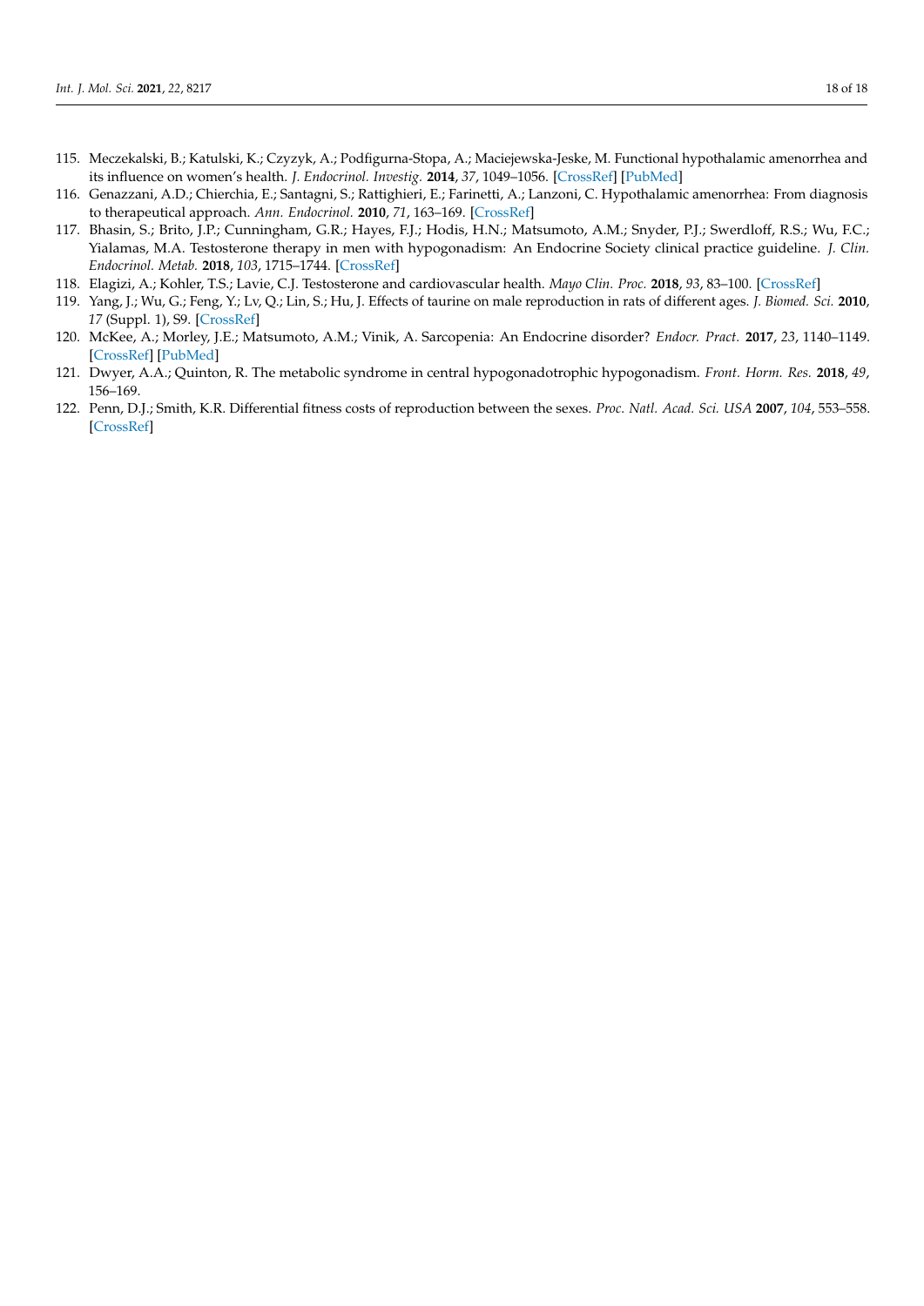115. Meczekalski, B.; Katulski, K.; Czyzyk, A.; Podfigurna-Stopa, A.; Maciejewska-Jeske, M. Functional hypothalamic amenorrhea and its influence on women's health. *J. Endocrinol. Investig.* **2014**, *37*, 1049–1056. [CrossRef] [PubMed]
116. Genazzani, A.D.; Chierchia, E.; Santagni, S.; Rattighieri, E.; Farinetti, A.; Lanzoni, C. Hypothalamic amenorrhea: From diagnosis to therapeutical approach. *Ann. Endocrinol.* **2010**, *71*, 163–169. [CrossRef]
117. Bhasin, S.; Brito, J.P.; Cunningham, G.R.; Hayes, F.J.; Hodis, H.N.; Matsumoto, A.M.; Snyder, P.J.; Swerdloff, R.S.; Wu, F.C.; Yialamas, M.A. Testosterone therapy in men with hypogonadism: An Endocrine Society clinical practice guideline. *J. Clin. Endocrinol. Metab.* **2018**, *103*, 1715–1744. [CrossRef]
118. Elagizi, A.; Kohler, T.S.; Lavie, C.J. Testosterone and cardiovascular health. *Mayo Clin. Proc.* **2018**, *93*, 83–100. [CrossRef]
119. Yang, J.; Wu, G.; Feng, Y.; Lv, Q.; Lin, S.; Hu, J. Effects of taurine on male reproduction in rats of different ages. *J. Biomed. Sci.* **2010**, *17* (Suppl. 1), S9. [CrossRef]
120. McKee, A.; Morley, J.E.; Matsumoto, A.M.; Vinik, A. Sarcopenia: An Endocrine disorder? *Endocr. Pract.* **2017**, *23*, 1140–1149. [CrossRef] [PubMed]
121. Dwyer, A.A.; Quinton, R. The metabolic syndrome in central hypogonadotrophic hypogonadism. *Front. Horm. Res.* **2018**, *49*, 156–169.
122. Penn, D.J.; Smith, K.R. Differential fitness costs of reproduction between the sexes. *Proc. Natl. Acad. Sci. USA* **2007**, *104*, 553–558. [CrossRef]